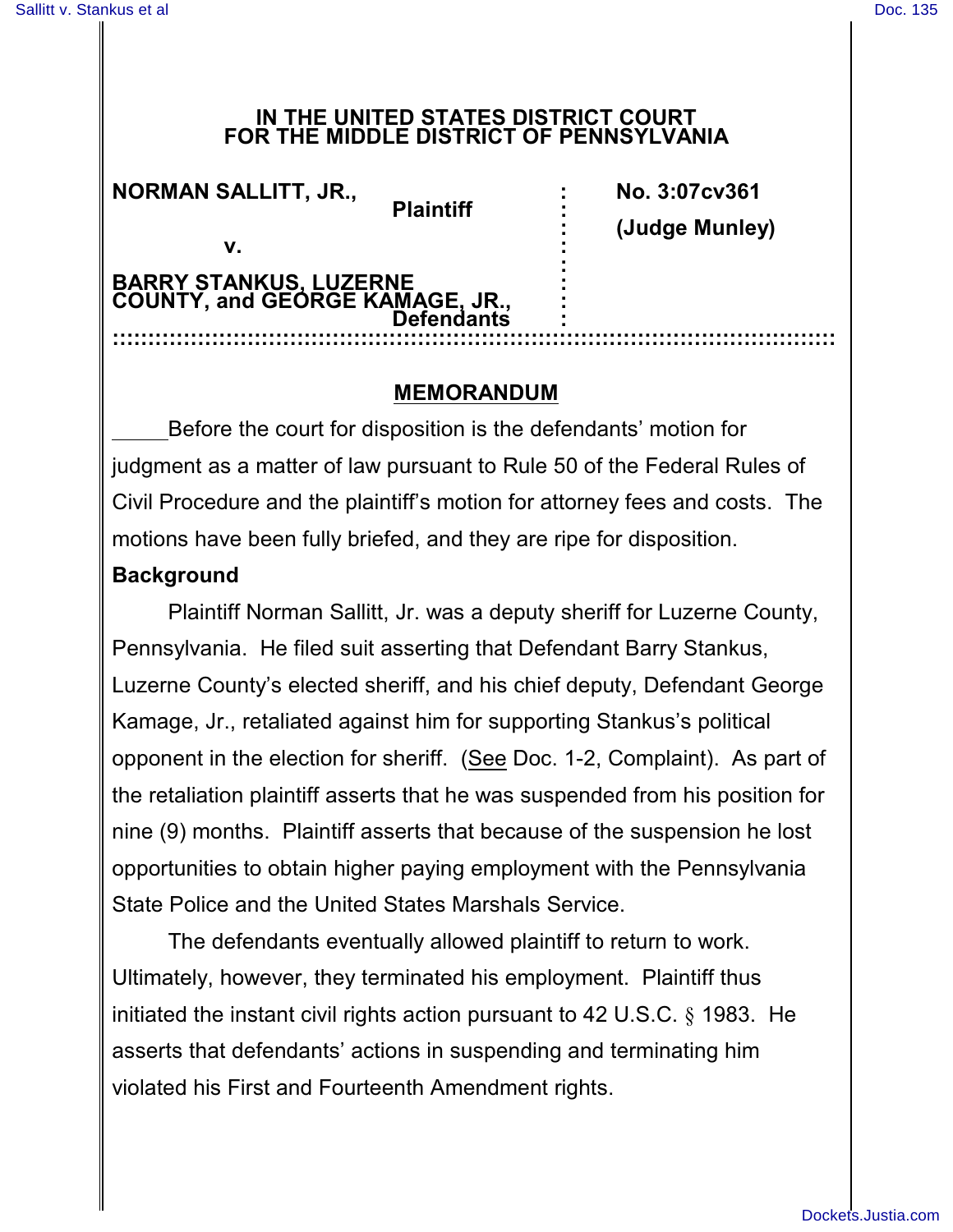**IN THE UNITED STATES DISTRICT COURT**
**FOR THE MIDDLE DISTRICT OF PENNSYLVANIA**

| | | |
|---|---|---|
| **NORMAN SALLITT, JR.,** **Plaintiff** | : | **No. 3:07cv361** |
| **v.** | : | **(Judge Munley)** |
| **BARRY STANKUS, LUZERNE COUNTY, and GEORGE KAMAGE, JR.,** **Defendants** | : | |

## MEMORANDUM

Before the court for disposition is the defendants' motion for judgment as a matter of law pursuant to Rule 50 of the Federal Rules of Civil Procedure and the plaintiff's motion for attorney fees and costs. The motions have been fully briefed, and they are ripe for disposition.

**Background**

Plaintiff Norman Sallitt, Jr. was a deputy sheriff for Luzerne County, Pennsylvania. He filed suit asserting that Defendant Barry Stankus, Luzerne County's elected sheriff, and his chief deputy, Defendant George Kamage, Jr., retaliated against him for supporting Stankus's political opponent in the election for sheriff. (See Doc. 1-2, Complaint). As part of the retaliation plaintiff asserts that he was suspended from his position for nine (9) months. Plaintiff asserts that because of the suspension he lost opportunities to obtain higher paying employment with the Pennsylvania State Police and the United States Marshals Service.

The defendants eventually allowed plaintiff to return to work. Ultimately, however, they terminated his employment. Plaintiff thus initiated the instant civil rights action pursuant to 42 U.S.C. § 1983. He asserts that defendants' actions in suspending and terminating him violated his First and Fourteenth Amendment rights.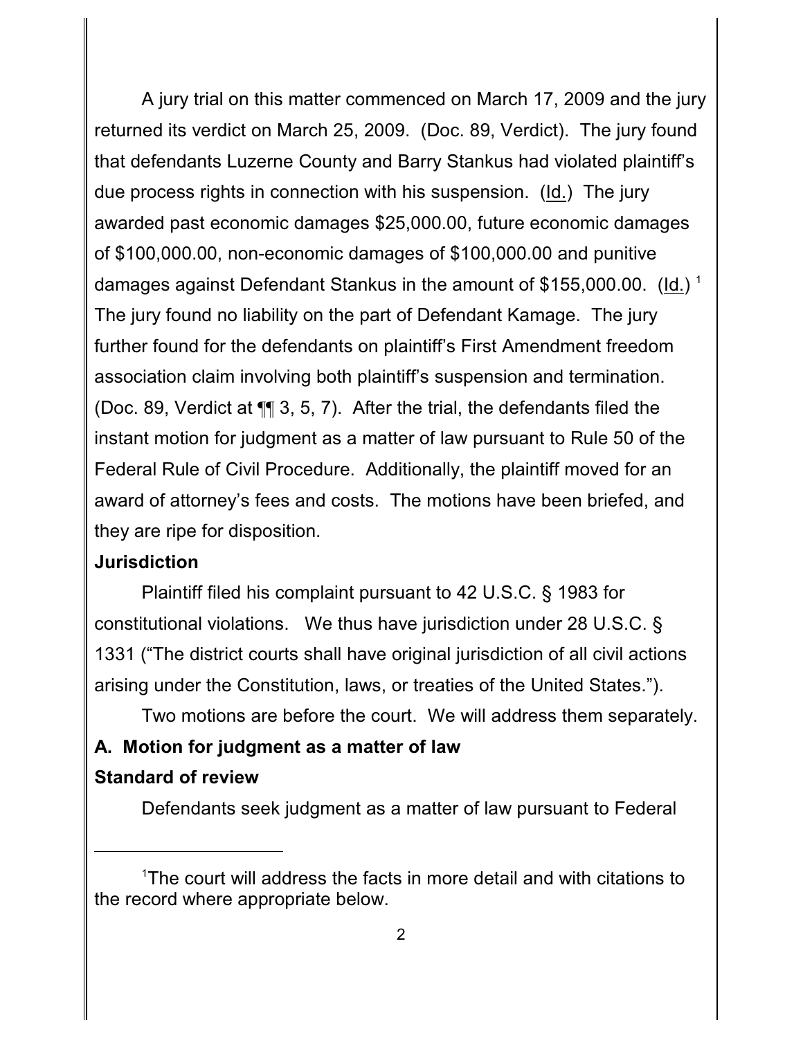A jury trial on this matter commenced on March 17, 2009 and the jury returned its verdict on March 25, 2009. (Doc. 89, Verdict). The jury found that defendants Luzerne County and Barry Stankus had violated plaintiff's due process rights in connection with his suspension. (Id.) The jury awarded past economic damages $25,000.00, future economic damages of $100,000.00, non-economic damages of $100,000.00 and punitive damages against Defendant Stankus in the amount of $155,000.00. (Id.) [1] The jury found no liability on the part of Defendant Kamage. The jury further found for the defendants on plaintiff's First Amendment freedom association claim involving both plaintiff's suspension and termination. (Doc. 89, Verdict at ¶¶ 3, 5, 7). After the trial, the defendants filed the instant motion for judgment as a matter of law pursuant to Rule 50 of the Federal Rule of Civil Procedure. Additionally, the plaintiff moved for an award of attorney's fees and costs. The motions have been briefed, and they are ripe for disposition.

**Jurisdiction**

Plaintiff filed his complaint pursuant to 42 U.S.C. § 1983 for constitutional violations. We thus have jurisdiction under 28 U.S.C. § 1331 ("The district courts shall have original jurisdiction of all civil actions arising under the Constitution, laws, or treaties of the United States.").

Two motions are before the court. We will address them separately.

**A. Motion for judgment as a matter of law**

**Standard of review**

Defendants seek judgment as a matter of law pursuant to Federal

[1] The court will address the facts in more detail and with citations to the record where appropriate below.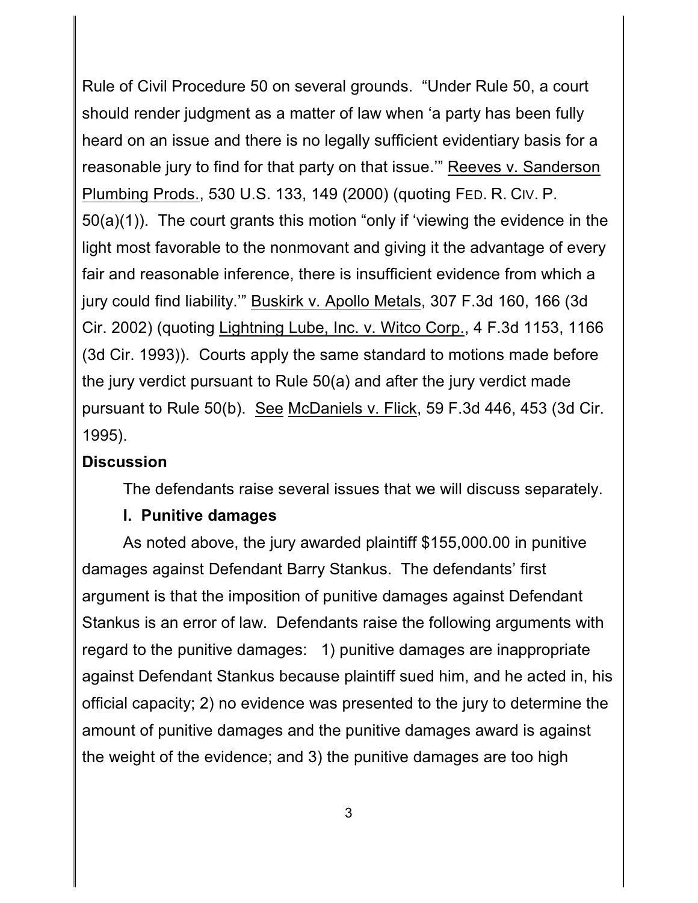Rule of Civil Procedure 50 on several grounds. "Under Rule 50, a court should render judgment as a matter of law when 'a party has been fully heard on an issue and there is no legally sufficient evidentiary basis for a reasonable jury to find for that party on that issue.'" Reeves v. Sanderson Plumbing Prods., 530 U.S. 133, 149 (2000) (quoting FED. R. CIV. P. 50(a)(1)). The court grants this motion "only if 'viewing the evidence in the light most favorable to the nonmovant and giving it the advantage of every fair and reasonable inference, there is insufficient evidence from which a jury could find liability.'" Buskirk v. Apollo Metals, 307 F.3d 160, 166 (3d Cir. 2002) (quoting Lightning Lube, Inc. v. Witco Corp., 4 F.3d 1153, 1166 (3d Cir. 1993)). Courts apply the same standard to motions made before the jury verdict pursuant to Rule 50(a) and after the jury verdict made pursuant to Rule 50(b). *See* McDaniels v. Flick, 59 F.3d 446, 453 (3d Cir. 1995).

**Discussion**

The defendants raise several issues that we will discuss separately.

**I. Punitive damages**

As noted above, the jury awarded plaintiff $155,000.00 in punitive damages against Defendant Barry Stankus. The defendants' first argument is that the imposition of punitive damages against Defendant Stankus is an error of law. Defendants raise the following arguments with regard to the punitive damages: 1) punitive damages are inappropriate against Defendant Stankus because plaintiff sued him, and he acted in, his official capacity; 2) no evidence was presented to the jury to determine the amount of punitive damages and the punitive damages award is against the weight of the evidence; and 3) the punitive damages are too high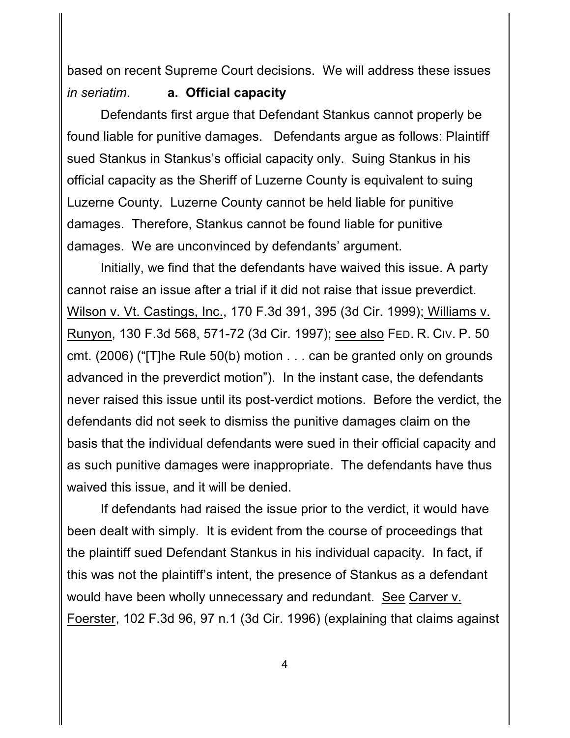based on recent Supreme Court decisions. We will address these issues *in seriatim*.

**a. Official capacity**

Defendants first argue that Defendant Stankus cannot properly be found liable for punitive damages. Defendants argue as follows: Plaintiff sued Stankus in Stankus's official capacity only. Suing Stankus in his official capacity as the Sheriff of Luzerne County is equivalent to suing Luzerne County. Luzerne County cannot be held liable for punitive damages. Therefore, Stankus cannot be found liable for punitive damages. We are unconvinced by defendants' argument.

Initially, we find that the defendants have waived this issue. A party cannot raise an issue after a trial if it did not raise that issue preverdict. Wilson v. Vt. Castings, Inc., 170 F.3d 391, 395 (3d Cir. 1999); Williams v. Runyon, 130 F.3d 568, 571-72 (3d Cir. 1997); see also FED. R. CIV. P. 50 cmt. (2006) ("[T]he Rule 50(b) motion . . . can be granted only on grounds advanced in the preverdict motion"). In the instant case, the defendants never raised this issue until its post-verdict motions. Before the verdict, the defendants did not seek to dismiss the punitive damages claim on the basis that the individual defendants were sued in their official capacity and as such punitive damages were inappropriate. The defendants have thus waived this issue, and it will be denied.

If defendants had raised the issue prior to the verdict, it would have been dealt with simply. It is evident from the course of proceedings that the plaintiff sued Defendant Stankus in his individual capacity. In fact, if this was not the plaintiff's intent, the presence of Stankus as a defendant would have been wholly unnecessary and redundant. See Carver v. Foerster, 102 F.3d 96, 97 n.1 (3d Cir. 1996) (explaining that claims against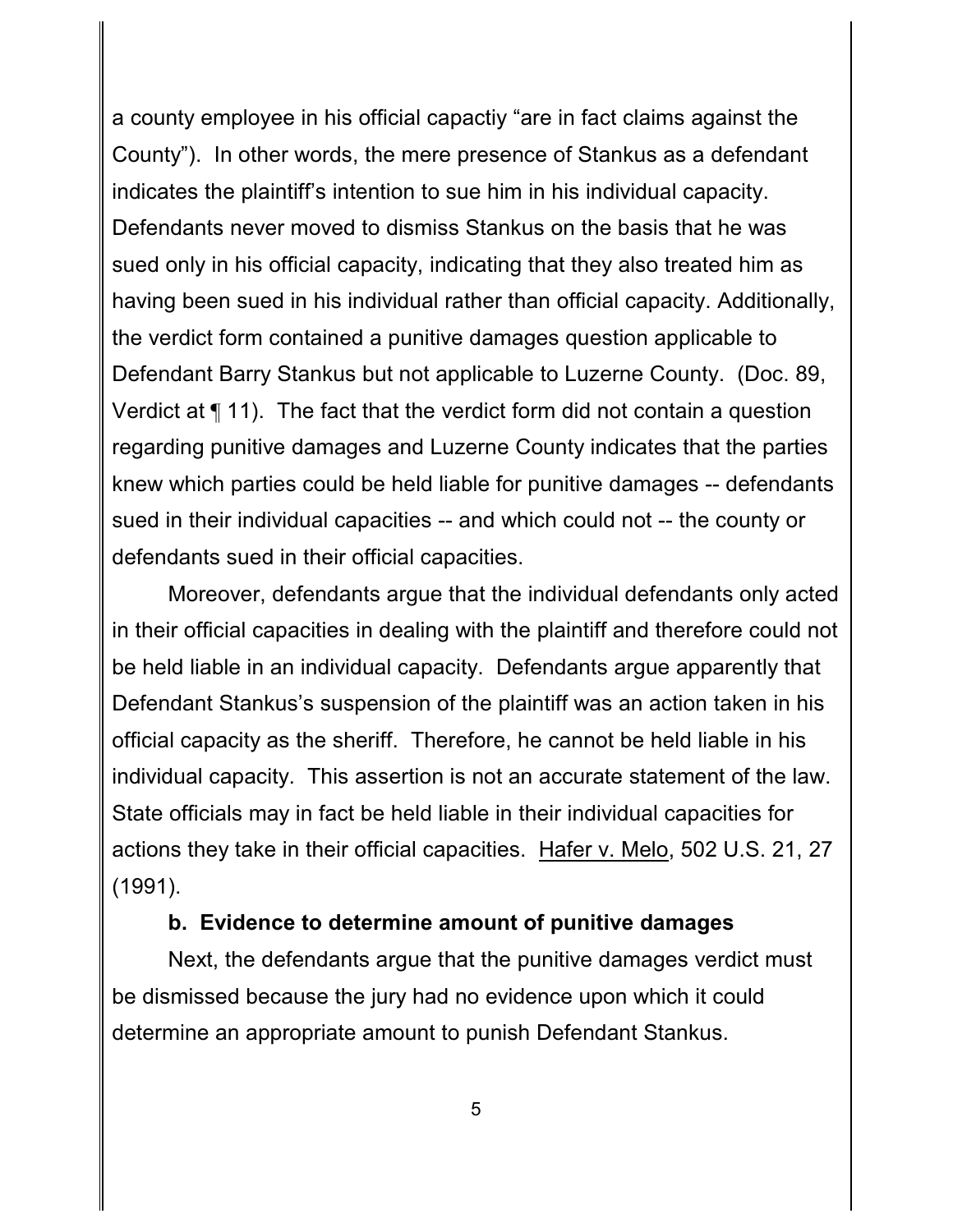a county employee in his official capactiy "are in fact claims against the County"). In other words, the mere presence of Stankus as a defendant indicates the plaintiff's intention to sue him in his individual capacity. Defendants never moved to dismiss Stankus on the basis that he was sued only in his official capacity, indicating that they also treated him as having been sued in his individual rather than official capacity. Additionally, the verdict form contained a punitive damages question applicable to Defendant Barry Stankus but not applicable to Luzerne County. (Doc. 89, Verdict at ¶ 11). The fact that the verdict form did not contain a question regarding punitive damages and Luzerne County indicates that the parties knew which parties could be held liable for punitive damages -- defendants sued in their individual capacities -- and which could not -- the county or defendants sued in their official capacities.

Moreover, defendants argue that the individual defendants only acted in their official capacities in dealing with the plaintiff and therefore could not be held liable in an individual capacity. Defendants argue apparently that Defendant Stankus's suspension of the plaintiff was an action taken in his official capacity as the sheriff. Therefore, he cannot be held liable in his individual capacity. This assertion is not an accurate statement of the law. State officials may in fact be held liable in their individual capacities for actions they take in their official capacities. Hafer v. Melo, 502 U.S. 21, 27 (1991).

**b. Evidence to determine amount of punitive damages**

Next, the defendants argue that the punitive damages verdict must be dismissed because the jury had no evidence upon which it could determine an appropriate amount to punish Defendant Stankus.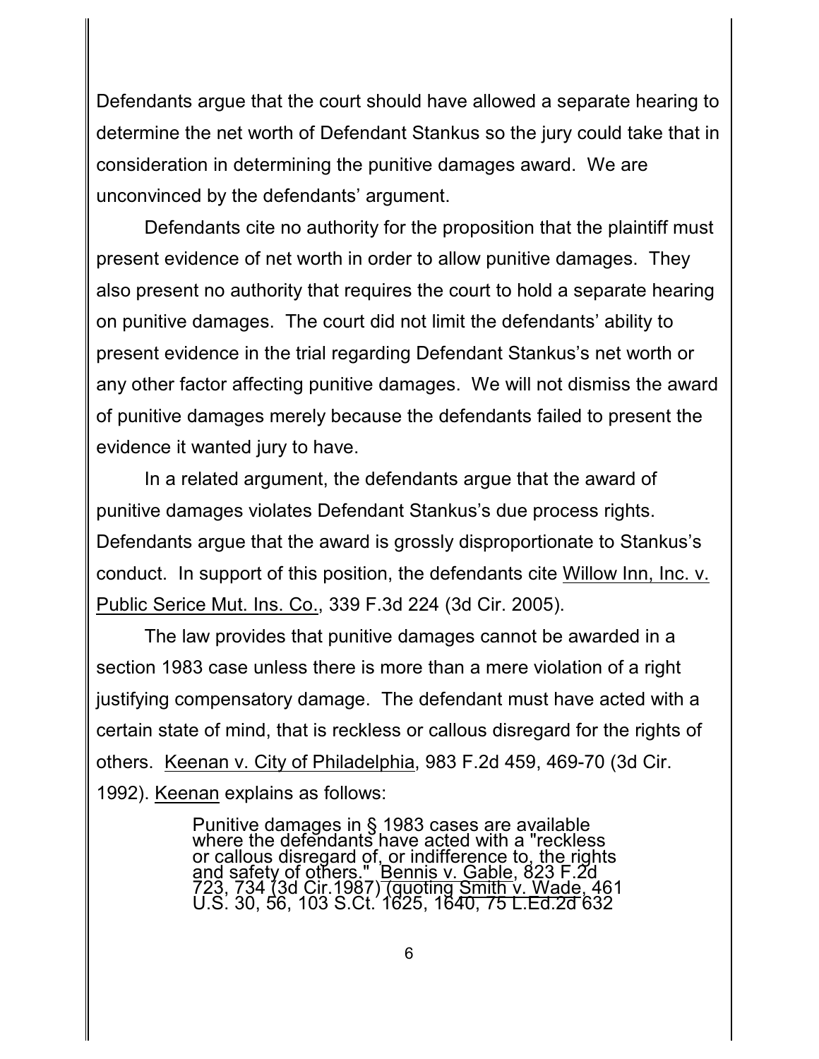Defendants argue that the court should have allowed a separate hearing to determine the net worth of Defendant Stankus so the jury could take that in consideration in determining the punitive damages award. We are unconvinced by the defendants' argument.

Defendants cite no authority for the proposition that the plaintiff must present evidence of net worth in order to allow punitive damages. They also present no authority that requires the court to hold a separate hearing on punitive damages. The court did not limit the defendants' ability to present evidence in the trial regarding Defendant Stankus's net worth or any other factor affecting punitive damages. We will not dismiss the award of punitive damages merely because the defendants failed to present the evidence it wanted jury to have.

In a related argument, the defendants argue that the award of punitive damages violates Defendant Stankus's due process rights. Defendants argue that the award is grossly disproportionate to Stankus's conduct. In support of this position, the defendants cite Willow Inn, Inc. v. Public Serice Mut. Ins. Co., 339 F.3d 224 (3d Cir. 2005).

The law provides that punitive damages cannot be awarded in a section 1983 case unless there is more than a mere violation of a right justifying compensatory damage. The defendant must have acted with a certain state of mind, that is reckless or callous disregard for the rights of others. Keenan v. City of Philadelphia, 983 F.2d 459, 469-70 (3d Cir. 1992). Keenan explains as follows:

> Punitive damages in § 1983 cases are available where the defendants have acted with a "reckless or callous disregard of, or indifference to, the rights and safety of others." Bennis v. Gable, 823 F.2d 723, 734 (3d Cir.1987) (quoting Smith v. Wade, 461 U.S. 30, 56, 103 S.Ct. 1625, 1640, 75 L.Ed.2d 632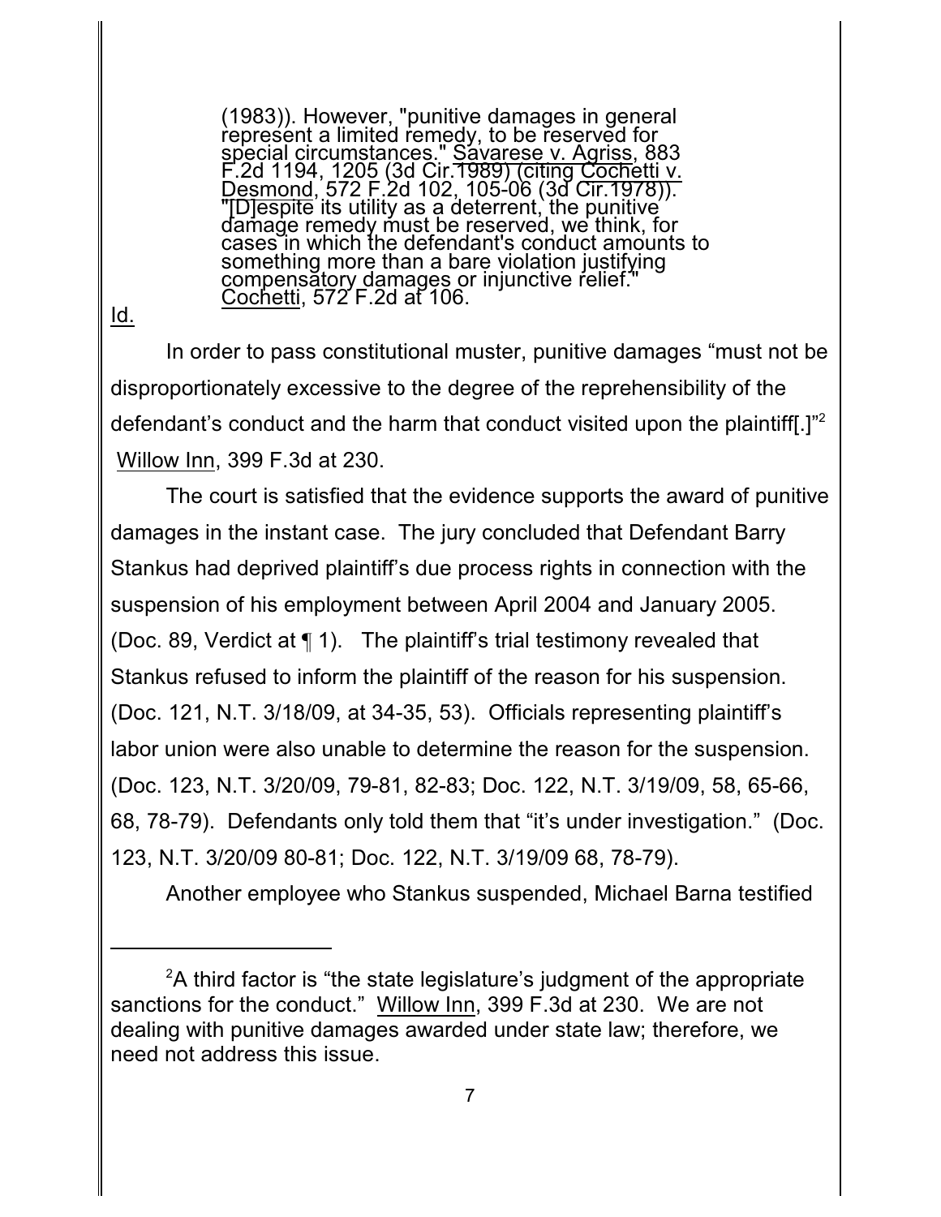> (1983)). However, "punitive damages in general represent a limited remedy, to be reserved for special circumstances." Savarese v. Agriss, 883 F.2d 1194, 1205 (3d Cir.1989) (citing Cochetti v. Desmond, 572 F.2d 102, 105-06 (3d Cir.1978)). "[D]espite its utility as a deterrent, the punitive damage remedy must be reserved, we think, for cases in which the defendant's conduct amounts to something more than a bare violation justifying compensatory damages or injunctive relief." Cochetti, 572 F.2d at 106.

Id.

In order to pass constitutional muster, punitive damages "must not be disproportionately excessive to the degree of the reprehensibility of the defendant's conduct and the harm that conduct visited upon the plaintiff[.]"[2] Willow Inn, 399 F.3d at 230.

The court is satisfied that the evidence supports the award of punitive damages in the instant case. The jury concluded that Defendant Barry Stankus had deprived plaintiff's due process rights in connection with the suspension of his employment between April 2004 and January 2005. (Doc. 89, Verdict at ¶ 1). The plaintiff's trial testimony revealed that Stankus refused to inform the plaintiff of the reason for his suspension. (Doc. 121, N.T. 3/18/09, at 34-35, 53). Officials representing plaintiff's labor union were also unable to determine the reason for the suspension. (Doc. 123, N.T. 3/20/09, 79-81, 82-83; Doc. 122, N.T. 3/19/09, 58, 65-66, 68, 78-79). Defendants only told them that "it's under investigation." (Doc. 123, N.T. 3/20/09 80-81; Doc. 122, N.T. 3/19/09 68, 78-79).

Another employee who Stankus suspended, Michael Barna testified

---

[2] A third factor is "the state legislature's judgment of the appropriate sanctions for the conduct." Willow Inn, 399 F.3d at 230. We are not dealing with punitive damages awarded under state law; therefore, we need not address this issue.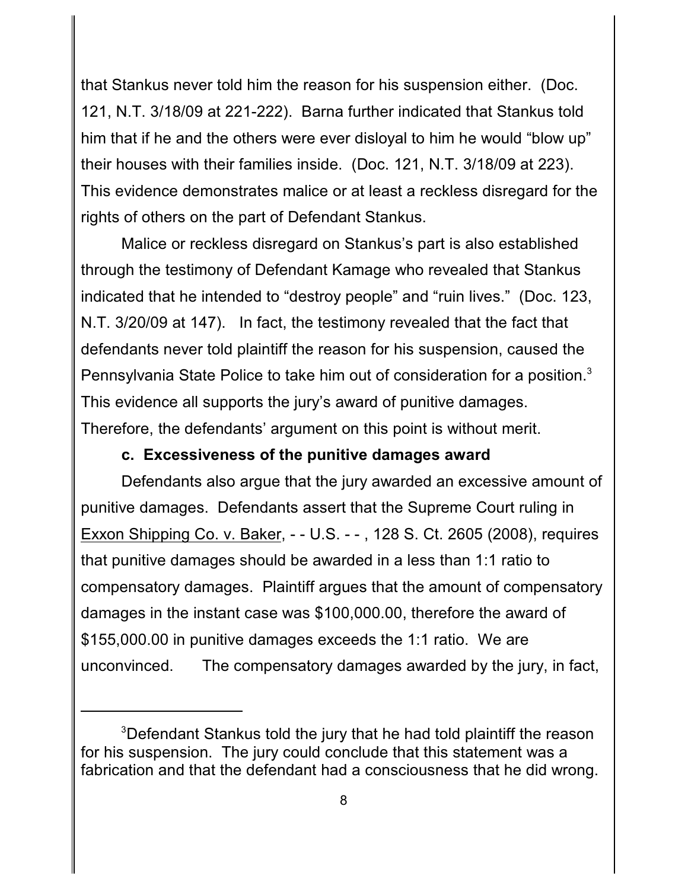that Stankus never told him the reason for his suspension either. (Doc. 121, N.T. 3/18/09 at 221-222). Barna further indicated that Stankus told him that if he and the others were ever disloyal to him he would "blow up" their houses with their families inside. (Doc. 121, N.T. 3/18/09 at 223). This evidence demonstrates malice or at least a reckless disregard for the rights of others on the part of Defendant Stankus.

Malice or reckless disregard on Stankus's part is also established through the testimony of Defendant Kamage who revealed that Stankus indicated that he intended to "destroy people" and "ruin lives." (Doc. 123, N.T. 3/20/09 at 147). In fact, the testimony revealed that the fact that defendants never told plaintiff the reason for his suspension, caused the Pennsylvania State Police to take him out of consideration for a position.[3] This evidence all supports the jury's award of punitive damages. Therefore, the defendants' argument on this point is without merit.

**c. Excessiveness of the punitive damages award**

Defendants also argue that the jury awarded an excessive amount of punitive damages. Defendants assert that the Supreme Court ruling in Exxon Shipping Co. v. Baker, - - U.S. - - , 128 S. Ct. 2605 (2008), requires that punitive damages should be awarded in a less than 1:1 ratio to compensatory damages. Plaintiff argues that the amount of compensatory damages in the instant case was $100,000.00, therefore the award of $155,000.00 in punitive damages exceeds the 1:1 ratio. We are unconvinced. The compensatory damages awarded by the jury, in fact,

---

[3]Defendant Stankus told the jury that he had told plaintiff the reason for his suspension. The jury could conclude that this statement was a fabrication and that the defendant had a consciousness that he did wrong.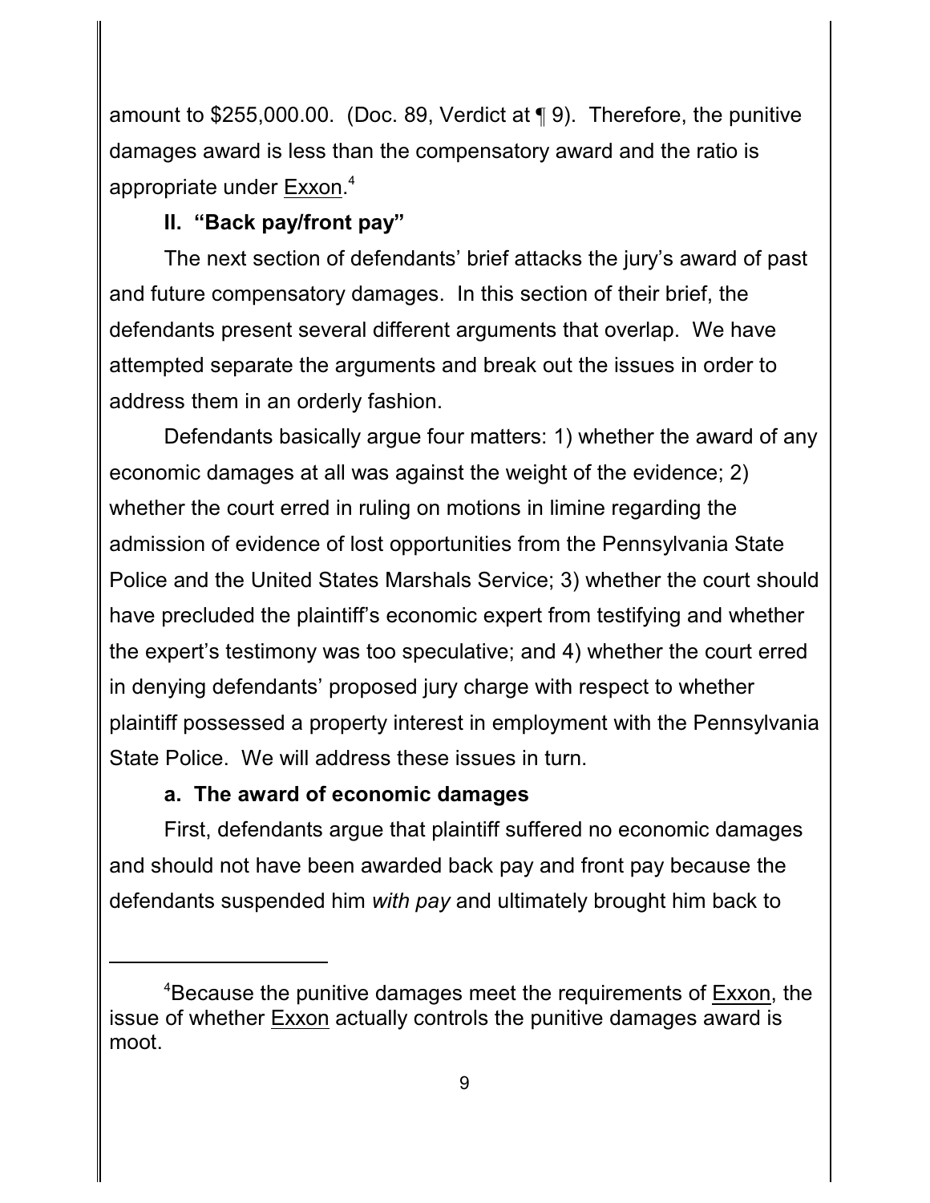amount to $255,000.00. (Doc. 89, Verdict at ¶ 9). Therefore, the punitive damages award is less than the compensatory award and the ratio is appropriate under Exxon.[4]

**II. "Back pay/front pay"**

The next section of defendants' brief attacks the jury's award of past and future compensatory damages. In this section of their brief, the defendants present several different arguments that overlap. We have attempted separate the arguments and break out the issues in order to address them in an orderly fashion.

Defendants basically argue four matters: 1) whether the award of any economic damages at all was against the weight of the evidence; 2) whether the court erred in ruling on motions in limine regarding the admission of evidence of lost opportunities from the Pennsylvania State Police and the United States Marshals Service; 3) whether the court should have precluded the plaintiff's economic expert from testifying and whether the expert's testimony was too speculative; and 4) whether the court erred in denying defendants' proposed jury charge with respect to whether plaintiff possessed a property interest in employment with the Pennsylvania State Police. We will address these issues in turn.

**a. The award of economic damages**

First, defendants argue that plaintiff suffered no economic damages and should not have been awarded back pay and front pay because the defendants suspended him *with pay* and ultimately brought him back to

---

[4]Because the punitive damages meet the requirements of Exxon, the issue of whether Exxon actually controls the punitive damages award is moot.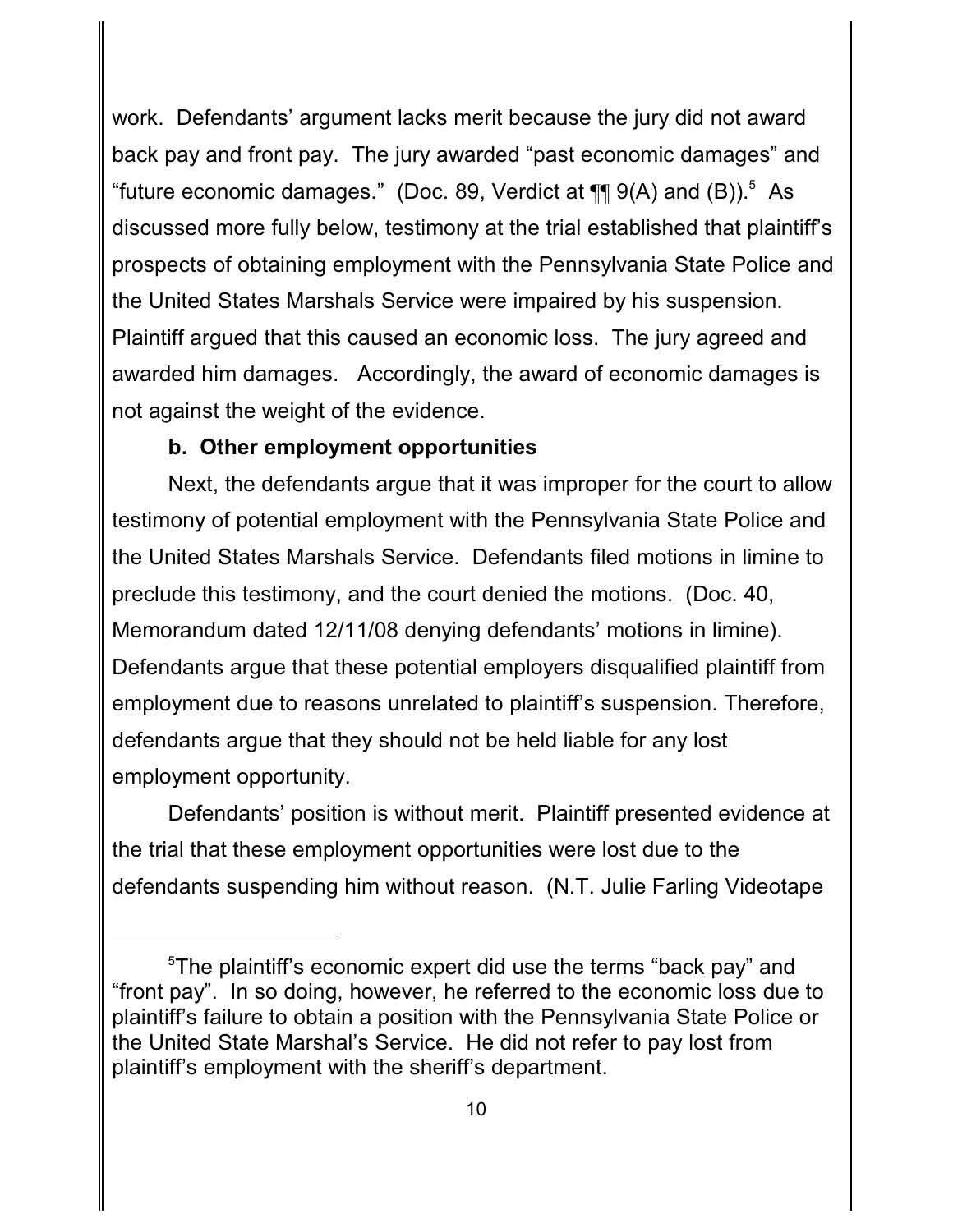work. Defendants' argument lacks merit because the jury did not award back pay and front pay. The jury awarded "past economic damages" and "future economic damages." (Doc. 89, Verdict at ¶¶ 9(A) and (B)).[5] As discussed more fully below, testimony at the trial established that plaintiff's prospects of obtaining employment with the Pennsylvania State Police and the United States Marshals Service were impaired by his suspension. Plaintiff argued that this caused an economic loss. The jury agreed and awarded him damages. Accordingly, the award of economic damages is not against the weight of the evidence.

**b. Other employment opportunities**

Next, the defendants argue that it was improper for the court to allow testimony of potential employment with the Pennsylvania State Police and the United States Marshals Service. Defendants filed motions in limine to preclude this testimony, and the court denied the motions. (Doc. 40, Memorandum dated 12/11/08 denying defendants' motions in limine). Defendants argue that these potential employers disqualified plaintiff from employment due to reasons unrelated to plaintiff's suspension. Therefore, defendants argue that they should not be held liable for any lost employment opportunity.

Defendants' position is without merit. Plaintiff presented evidence at the trial that these employment opportunities were lost due to the defendants suspending him without reason. (N.T. Julie Farling Videotape

---

[5]The plaintiff's economic expert did use the terms "back pay" and "front pay". In so doing, however, he referred to the economic loss due to plaintiff's failure to obtain a position with the Pennsylvania State Police or the United State Marshal's Service. He did not refer to pay lost from plaintiff's employment with the sheriff's department.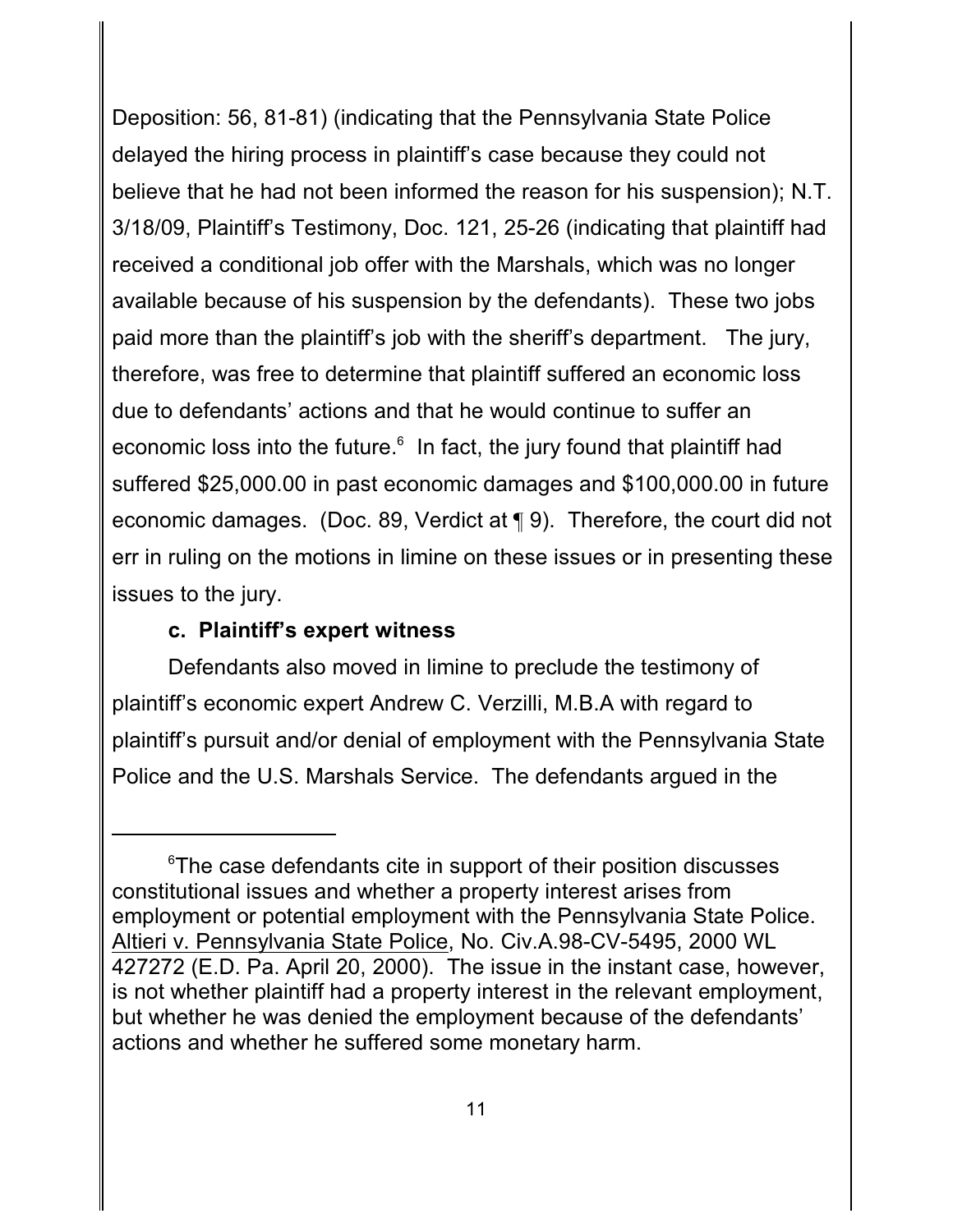Deposition: 56, 81-81) (indicating that the Pennsylvania State Police delayed the hiring process in plaintiff's case because they could not believe that he had not been informed the reason for his suspension); N.T. 3/18/09, Plaintiff's Testimony, Doc. 121, 25-26 (indicating that plaintiff had received a conditional job offer with the Marshals, which was no longer available because of his suspension by the defendants). These two jobs paid more than the plaintiff's job with the sheriff's department. The jury, therefore, was free to determine that plaintiff suffered an economic loss due to defendants' actions and that he would continue to suffer an economic loss into the future.[6] In fact, the jury found that plaintiff had suffered $25,000.00 in past economic damages and $100,000.00 in future economic damages. (Doc. 89, Verdict at ¶ 9). Therefore, the court did not err in ruling on the motions in limine on these issues or in presenting these issues to the jury.

**c. Plaintiff's expert witness**

Defendants also moved in limine to preclude the testimony of plaintiff's economic expert Andrew C. Verzilli, M.B.A with regard to plaintiff's pursuit and/or denial of employment with the Pennsylvania State Police and the U.S. Marshals Service. The defendants argued in the

---

[6]The case defendants cite in support of their position discusses constitutional issues and whether a property interest arises from employment or potential employment with the Pennsylvania State Police. Altieri v. Pennsylvania State Police, No. Civ.A.98-CV-5495, 2000 WL 427272 (E.D. Pa. April 20, 2000). The issue in the instant case, however, is not whether plaintiff had a property interest in the relevant employment, but whether he was denied the employment because of the defendants' actions and whether he suffered some monetary harm.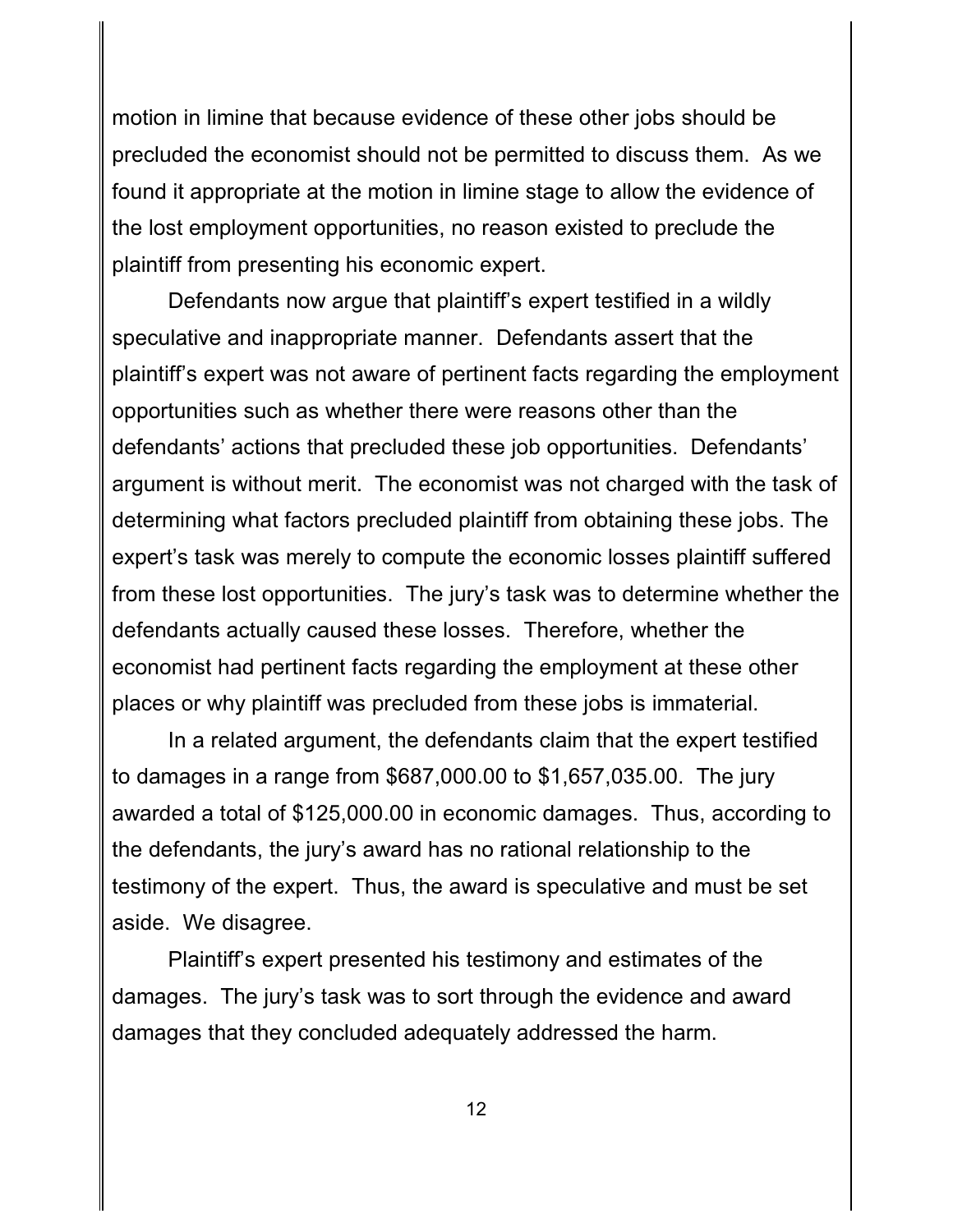motion in limine that because evidence of these other jobs should be precluded the economist should not be permitted to discuss them. As we found it appropriate at the motion in limine stage to allow the evidence of the lost employment opportunities, no reason existed to preclude the plaintiff from presenting his economic expert.

Defendants now argue that plaintiff's expert testified in a wildly speculative and inappropriate manner. Defendants assert that the plaintiff's expert was not aware of pertinent facts regarding the employment opportunities such as whether there were reasons other than the defendants' actions that precluded these job opportunities. Defendants' argument is without merit. The economist was not charged with the task of determining what factors precluded plaintiff from obtaining these jobs. The expert's task was merely to compute the economic losses plaintiff suffered from these lost opportunities. The jury's task was to determine whether the defendants actually caused these losses. Therefore, whether the economist had pertinent facts regarding the employment at these other places or why plaintiff was precluded from these jobs is immaterial.

In a related argument, the defendants claim that the expert testified to damages in a range from $687,000.00 to $1,657,035.00. The jury awarded a total of $125,000.00 in economic damages. Thus, according to the defendants, the jury's award has no rational relationship to the testimony of the expert. Thus, the award is speculative and must be set aside. We disagree.

Plaintiff's expert presented his testimony and estimates of the damages. The jury's task was to sort through the evidence and award damages that they concluded adequately addressed the harm.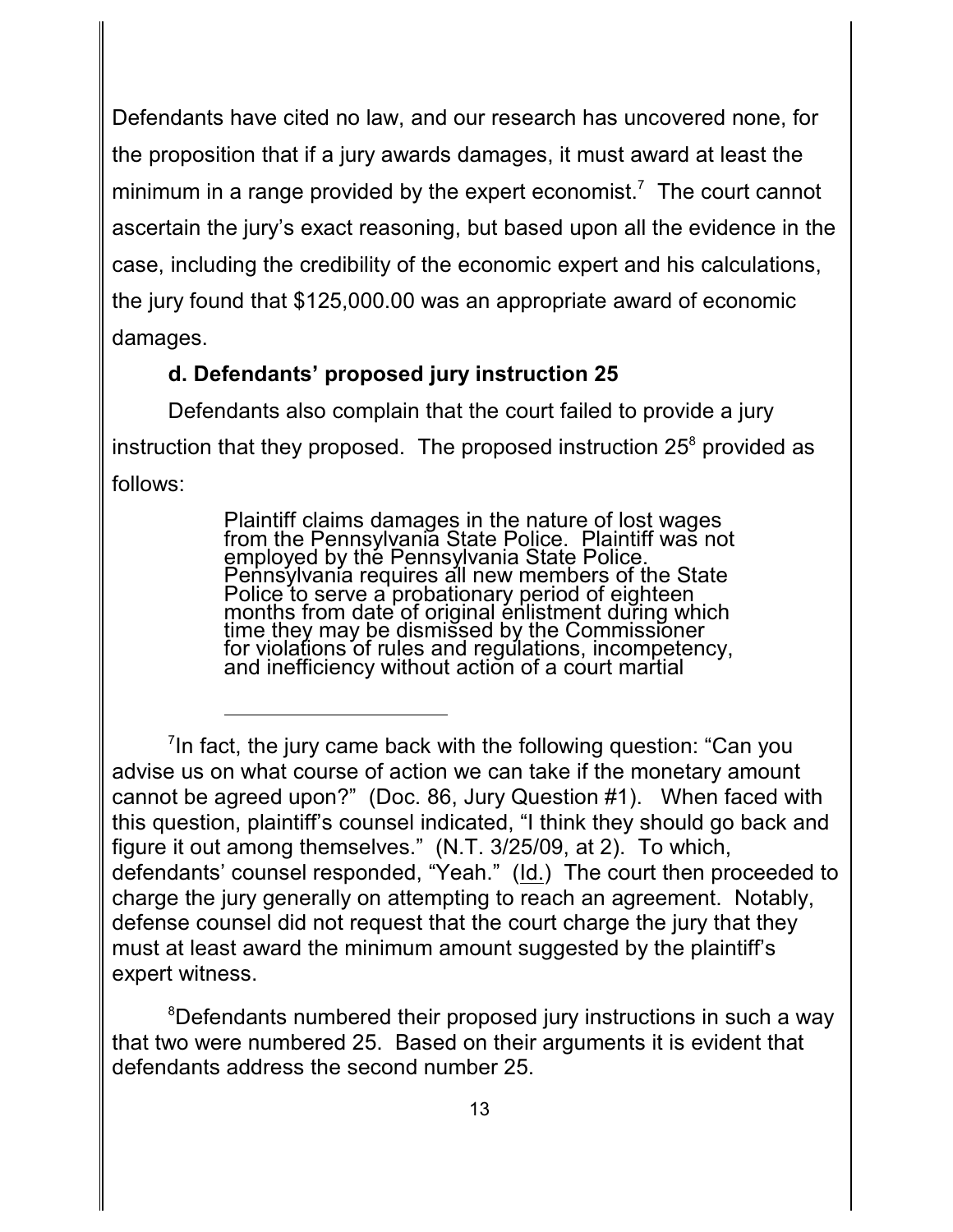Defendants have cited no law, and our research has uncovered none, for the proposition that if a jury awards damages, it must award at least the minimum in a range provided by the expert economist.[7] The court cannot ascertain the jury's exact reasoning, but based upon all the evidence in the case, including the credibility of the economic expert and his calculations, the jury found that $125,000.00 was an appropriate award of economic damages.

**d. Defendants' proposed jury instruction 25**

Defendants also complain that the court failed to provide a jury instruction that they proposed. The proposed instruction 25[8] provided as follows:

> Plaintiff claims damages in the nature of lost wages from the Pennsylvania State Police. Plaintiff was not employed by the Pennsylvania State Police. Pennsylvania requires all new members of the State Police to serve a probationary period of eighteen months from date of original enlistment during which time they may be dismissed by the Commissioner for violations of rules and regulations, incompetency, and inefficiency without action of a court martial

---

[7]In fact, the jury came back with the following question: "Can you advise us on what course of action we can take if the monetary amount cannot be agreed upon?" (Doc. 86, Jury Question #1). When faced with this question, plaintiff's counsel indicated, "I think they should go back and figure it out among themselves." (N.T. 3/25/09, at 2). To which, defendants' counsel responded, "Yeah." (Id.) The court then proceeded to charge the jury generally on attempting to reach an agreement. Notably, defense counsel did not request that the court charge the jury that they must at least award the minimum amount suggested by the plaintiff's expert witness.

[8]Defendants numbered their proposed jury instructions in such a way that two were numbered 25. Based on their arguments it is evident that defendants address the second number 25.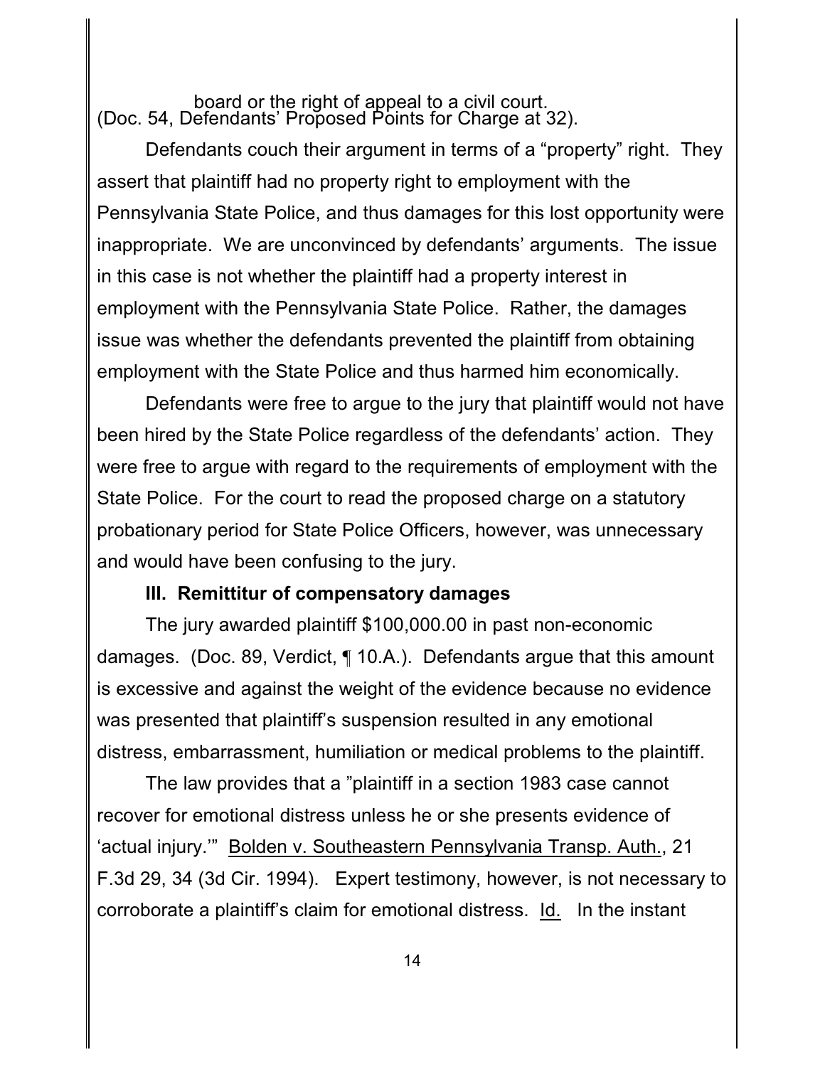board or the right of appeal to a civil court.

(Doc. 54, Defendants' Proposed Points for Charge at 32).

Defendants couch their argument in terms of a "property" right. They assert that plaintiff had no property right to employment with the Pennsylvania State Police, and thus damages for this lost opportunity were inappropriate. We are unconvinced by defendants' arguments. The issue in this case is not whether the plaintiff had a property interest in employment with the Pennsylvania State Police. Rather, the damages issue was whether the defendants prevented the plaintiff from obtaining employment with the State Police and thus harmed him economically.

Defendants were free to argue to the jury that plaintiff would not have been hired by the State Police regardless of the defendants' action. They were free to argue with regard to the requirements of employment with the State Police. For the court to read the proposed charge on a statutory probationary period for State Police Officers, however, was unnecessary and would have been confusing to the jury.

### III. Remittitur of compensatory damages

The jury awarded plaintiff $100,000.00 in past non-economic damages. (Doc. 89, Verdict, ¶ 10.A.). Defendants argue that this amount is excessive and against the weight of the evidence because no evidence was presented that plaintiff's suspension resulted in any emotional distress, embarrassment, humiliation or medical problems to the plaintiff.

The law provides that a "plaintiff in a section 1983 case cannot recover for emotional distress unless he or she presents evidence of 'actual injury.'" Bolden v. Southeastern Pennsylvania Transp. Auth., 21 F.3d 29, 34 (3d Cir. 1994). Expert testimony, however, is not necessary to corroborate a plaintiff's claim for emotional distress. Id. In the instant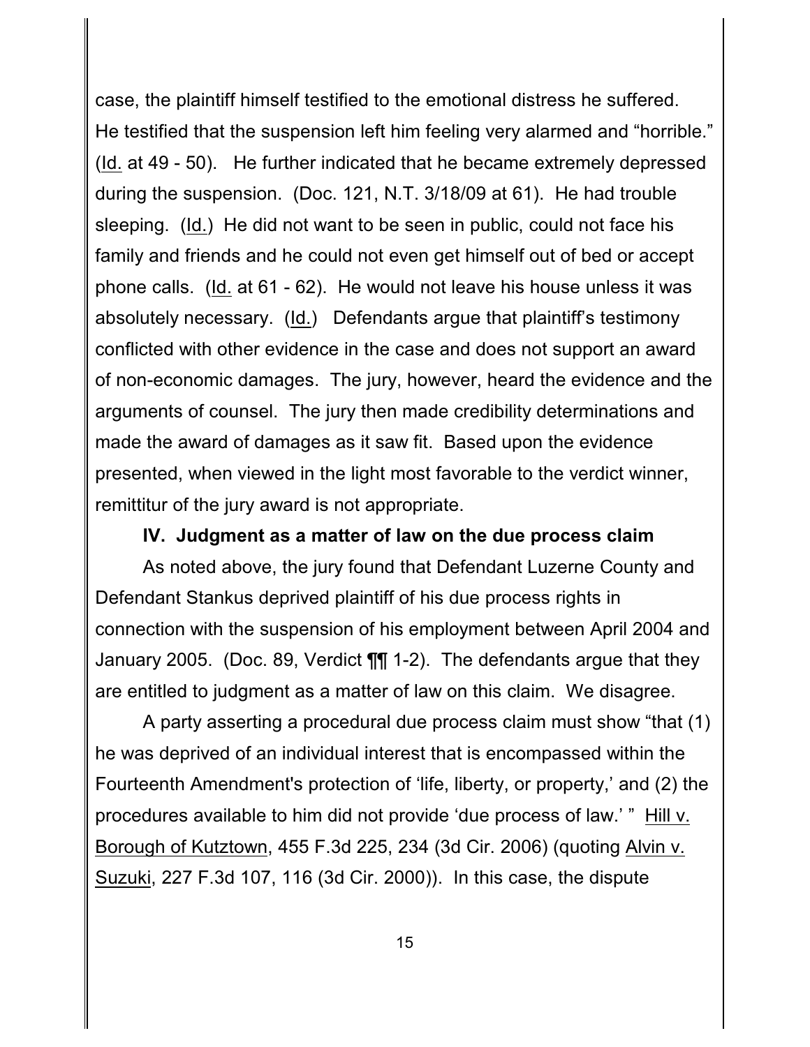case, the plaintiff himself testified to the emotional distress he suffered. He testified that the suspension left him feeling very alarmed and "horrible." (Id. at 49 - 50). He further indicated that he became extremely depressed during the suspension. (Doc. 121, N.T. 3/18/09 at 61). He had trouble sleeping. (Id.) He did not want to be seen in public, could not face his family and friends and he could not even get himself out of bed or accept phone calls. (Id. at 61 - 62). He would not leave his house unless it was absolutely necessary. (Id.) Defendants argue that plaintiff's testimony conflicted with other evidence in the case and does not support an award of non-economic damages. The jury, however, heard the evidence and the arguments of counsel. The jury then made credibility determinations and made the award of damages as it saw fit. Based upon the evidence presented, when viewed in the light most favorable to the verdict winner, remittitur of the jury award is not appropriate.

### IV. Judgment as a matter of law on the due process claim

As noted above, the jury found that Defendant Luzerne County and Defendant Stankus deprived plaintiff of his due process rights in connection with the suspension of his employment between April 2004 and January 2005. (Doc. 89, Verdict ¶¶ 1-2). The defendants argue that they are entitled to judgment as a matter of law on this claim. We disagree.

A party asserting a procedural due process claim must show "that (1) he was deprived of an individual interest that is encompassed within the Fourteenth Amendment's protection of 'life, liberty, or property,' and (2) the procedures available to him did not provide 'due process of law.' " Hill v. Borough of Kutztown, 455 F.3d 225, 234 (3d Cir. 2006) (quoting Alvin v. Suzuki, 227 F.3d 107, 116 (3d Cir. 2000)). In this case, the dispute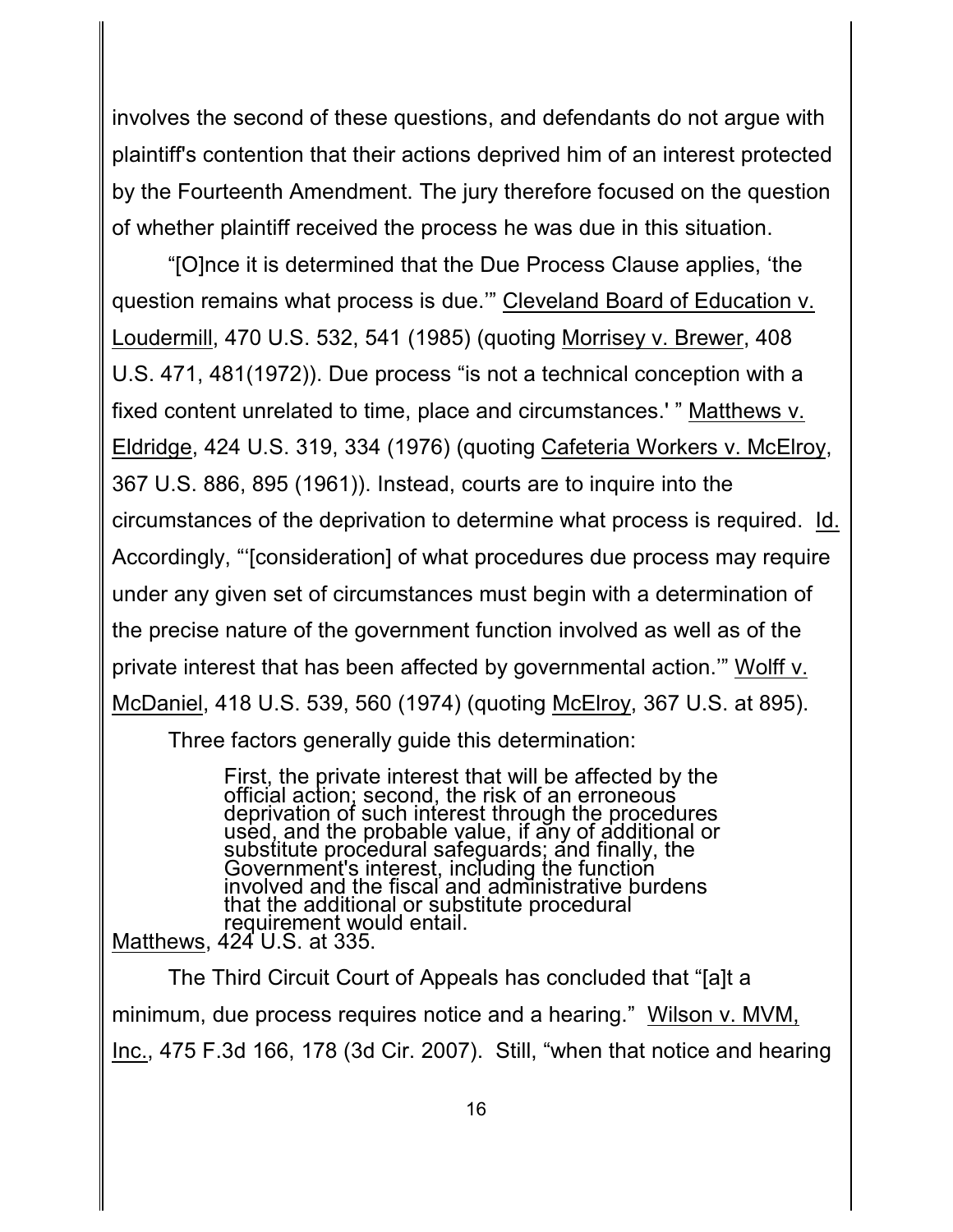involves the second of these questions, and defendants do not argue with plaintiff's contention that their actions deprived him of an interest protected by the Fourteenth Amendment. The jury therefore focused on the question of whether plaintiff received the process he was due in this situation.

"[O]nce it is determined that the Due Process Clause applies, 'the question remains what process is due.'" Cleveland Board of Education v. Loudermill, 470 U.S. 532, 541 (1985) (quoting Morrisey v. Brewer, 408 U.S. 471, 481(1972)). Due process "is not a technical conception with a fixed content unrelated to time, place and circumstances.' " Matthews v. Eldridge, 424 U.S. 319, 334 (1976) (quoting Cafeteria Workers v. McElroy, 367 U.S. 886, 895 (1961)). Instead, courts are to inquire into the circumstances of the deprivation to determine what process is required. Id. Accordingly, "'[consideration] of what procedures due process may require under any given set of circumstances must begin with a determination of the precise nature of the government function involved as well as of the private interest that has been affected by governmental action.'" Wolff v. McDaniel, 418 U.S. 539, 560 (1974) (quoting McElroy, 367 U.S. at 895).

Three factors generally guide this determination:

> First, the private interest that will be affected by the official action; second, the risk of an erroneous deprivation of such interest through the procedures used, and the probable value, if any of additional or substitute procedural safeguards; and finally, the Government's interest, including the function involved and the fiscal and administrative burdens that the additional or substitute procedural requirement would entail.

Matthews, 424 U.S. at 335.

The Third Circuit Court of Appeals has concluded that "[a]t a minimum, due process requires notice and a hearing." Wilson v. MVM, Inc., 475 F.3d 166, 178 (3d Cir. 2007). Still, "when that notice and hearing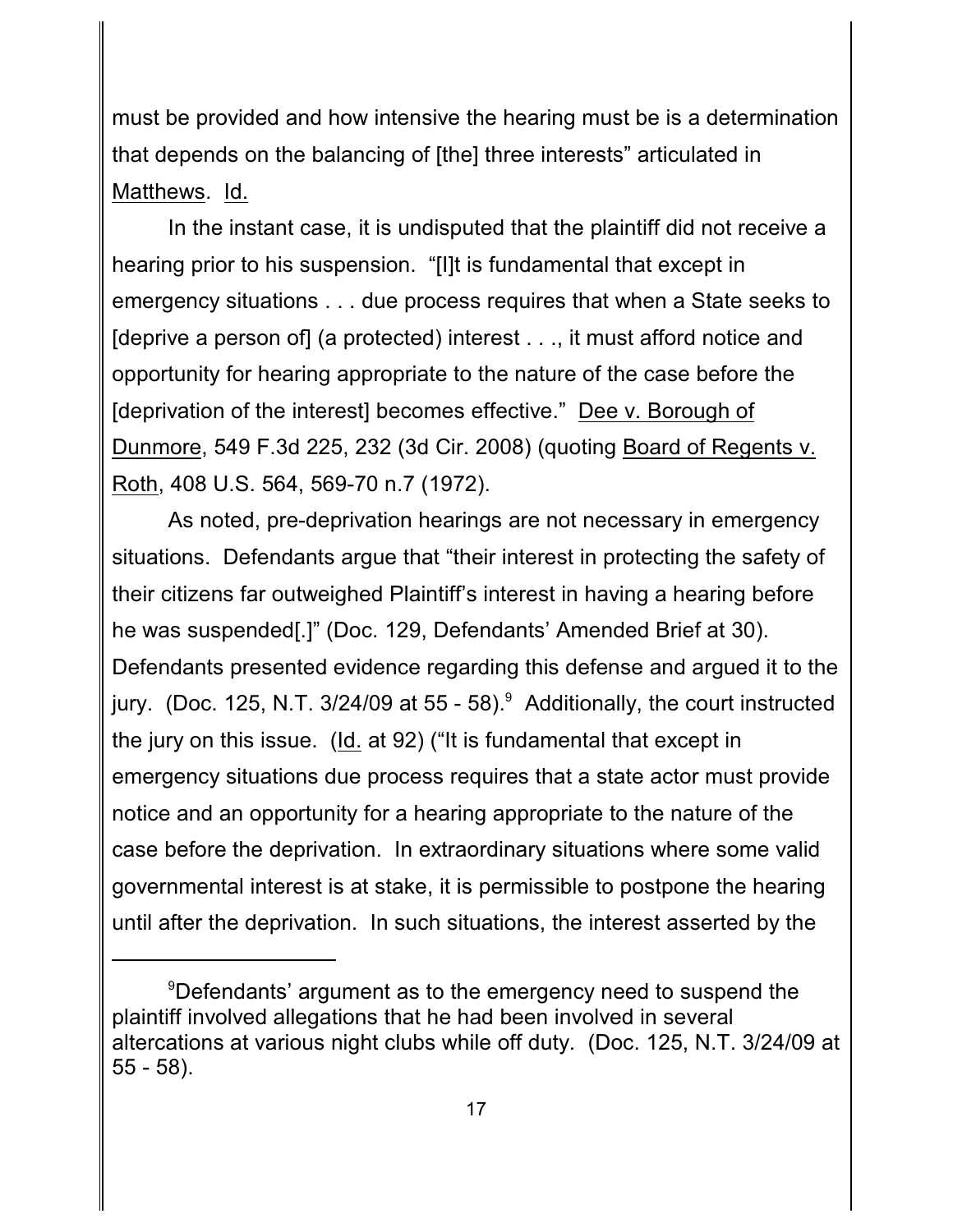must be provided and how intensive the hearing must be is a determination that depends on the balancing of [the] three interests" articulated in Matthews. Id.

In the instant case, it is undisputed that the plaintiff did not receive a hearing prior to his suspension. "[I]t is fundamental that except in emergency situations . . . due process requires that when a State seeks to [deprive a person of] (a protected) interest . . ., it must afford notice and opportunity for hearing appropriate to the nature of the case before the [deprivation of the interest] becomes effective." Dee v. Borough of Dunmore, 549 F.3d 225, 232 (3d Cir. 2008) (quoting Board of Regents v. Roth, 408 U.S. 564, 569-70 n.7 (1972).

As noted, pre-deprivation hearings are not necessary in emergency situations. Defendants argue that "their interest in protecting the safety of their citizens far outweighed Plaintiff's interest in having a hearing before he was suspended[.]" (Doc. 129, Defendants' Amended Brief at 30). Defendants presented evidence regarding this defense and argued it to the jury. (Doc. 125, N.T. 3/24/09 at 55 - 58).[9] Additionally, the court instructed the jury on this issue. (Id. at 92) ("It is fundamental that except in emergency situations due process requires that a state actor must provide notice and an opportunity for a hearing appropriate to the nature of the case before the deprivation. In extraordinary situations where some valid governmental interest is at stake, it is permissible to postpone the hearing until after the deprivation. In such situations, the interest asserted by the

[9]Defendants' argument as to the emergency need to suspend the plaintiff involved allegations that he had been involved in several altercations at various night clubs while off duty. (Doc. 125, N.T. 3/24/09 at 55 - 58).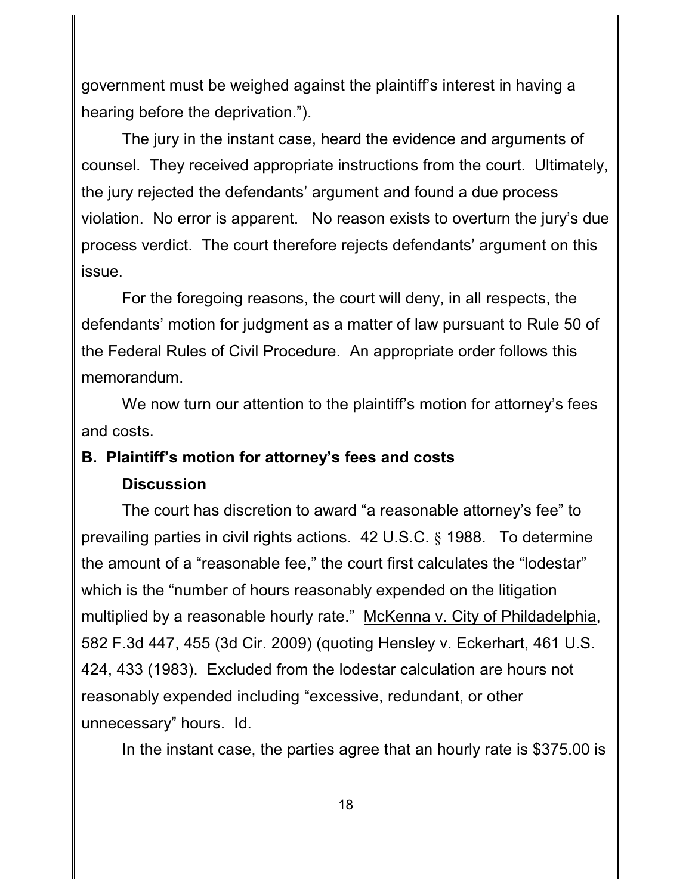government must be weighed against the plaintiff's interest in having a hearing before the deprivation.").

The jury in the instant case, heard the evidence and arguments of counsel. They received appropriate instructions from the court. Ultimately, the jury rejected the defendants' argument and found a due process violation. No error is apparent. No reason exists to overturn the jury's due process verdict. The court therefore rejects defendants' argument on this issue.

For the foregoing reasons, the court will deny, in all respects, the defendants' motion for judgment as a matter of law pursuant to Rule 50 of the Federal Rules of Civil Procedure. An appropriate order follows this memorandum.

We now turn our attention to the plaintiff's motion for attorney's fees and costs.

**B. Plaintiff's motion for attorney's fees and costs**

**Discussion**

The court has discretion to award "a reasonable attorney's fee" to prevailing parties in civil rights actions. 42 U.S.C. § 1988. To determine the amount of a "reasonable fee," the court first calculates the "lodestar" which is the "number of hours reasonably expended on the litigation multiplied by a reasonable hourly rate." McKenna v. City of Phildadelphia, 582 F.3d 447, 455 (3d Cir. 2009) (quoting Hensley v. Eckerhart, 461 U.S. 424, 433 (1983). Excluded from the lodestar calculation are hours not reasonably expended including "excessive, redundant, or other unnecessary" hours. Id.

In the instant case, the parties agree that an hourly rate is $375.00 is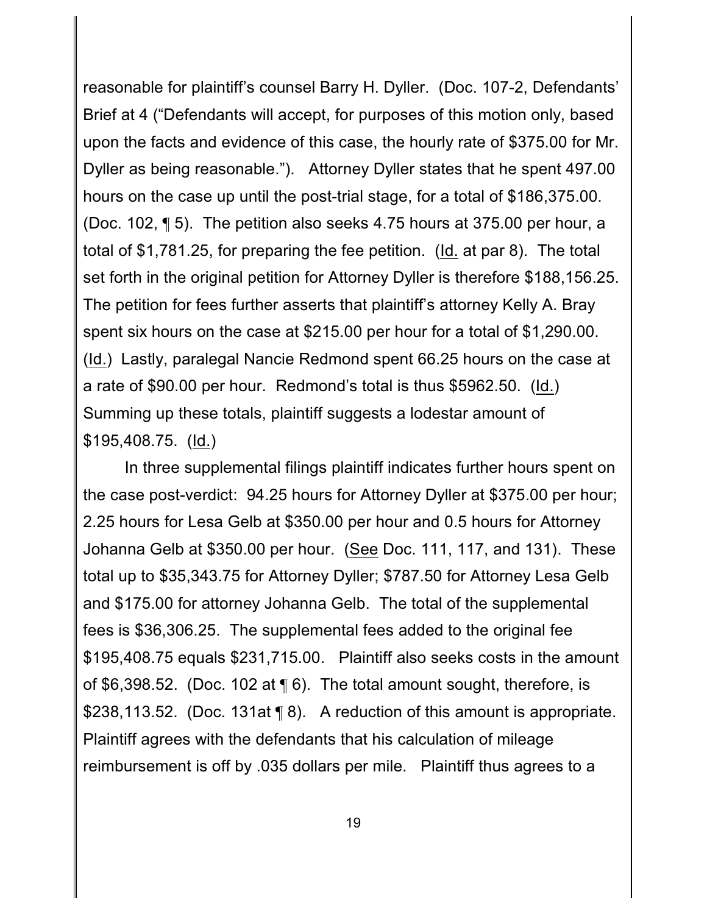reasonable for plaintiff's counsel Barry H. Dyller. (Doc. 107-2, Defendants' Brief at 4 ("Defendants will accept, for purposes of this motion only, based upon the facts and evidence of this case, the hourly rate of $375.00 for Mr. Dyller as being reasonable."). Attorney Dyller states that he spent 497.00 hours on the case up until the post-trial stage, for a total of $186,375.00. (Doc. 102, ¶ 5). The petition also seeks 4.75 hours at 375.00 per hour, a total of $1,781.25, for preparing the fee petition. (Id. at par 8). The total set forth in the original petition for Attorney Dyller is therefore $188,156.25. The petition for fees further asserts that plaintiff's attorney Kelly A. Bray spent six hours on the case at $215.00 per hour for a total of $1,290.00. (Id.) Lastly, paralegal Nancie Redmond spent 66.25 hours on the case at a rate of $90.00 per hour. Redmond's total is thus $5962.50. (Id.) Summing up these totals, plaintiff suggests a lodestar amount of $195,408.75. (Id.)

In three supplemental filings plaintiff indicates further hours spent on the case post-verdict: 94.25 hours for Attorney Dyller at $375.00 per hour; 2.25 hours for Lesa Gelb at $350.00 per hour and 0.5 hours for Attorney Johanna Gelb at $350.00 per hour. (See Doc. 111, 117, and 131). These total up to $35,343.75 for Attorney Dyller; $787.50 for Attorney Lesa Gelb and $175.00 for attorney Johanna Gelb. The total of the supplemental fees is $36,306.25. The supplemental fees added to the original fee $195,408.75 equals $231,715.00. Plaintiff also seeks costs in the amount of $6,398.52. (Doc. 102 at ¶ 6). The total amount sought, therefore, is $238,113.52. (Doc. 131at ¶ 8). A reduction of this amount is appropriate. Plaintiff agrees with the defendants that his calculation of mileage reimbursement is off by .035 dollars per mile. Plaintiff thus agrees to a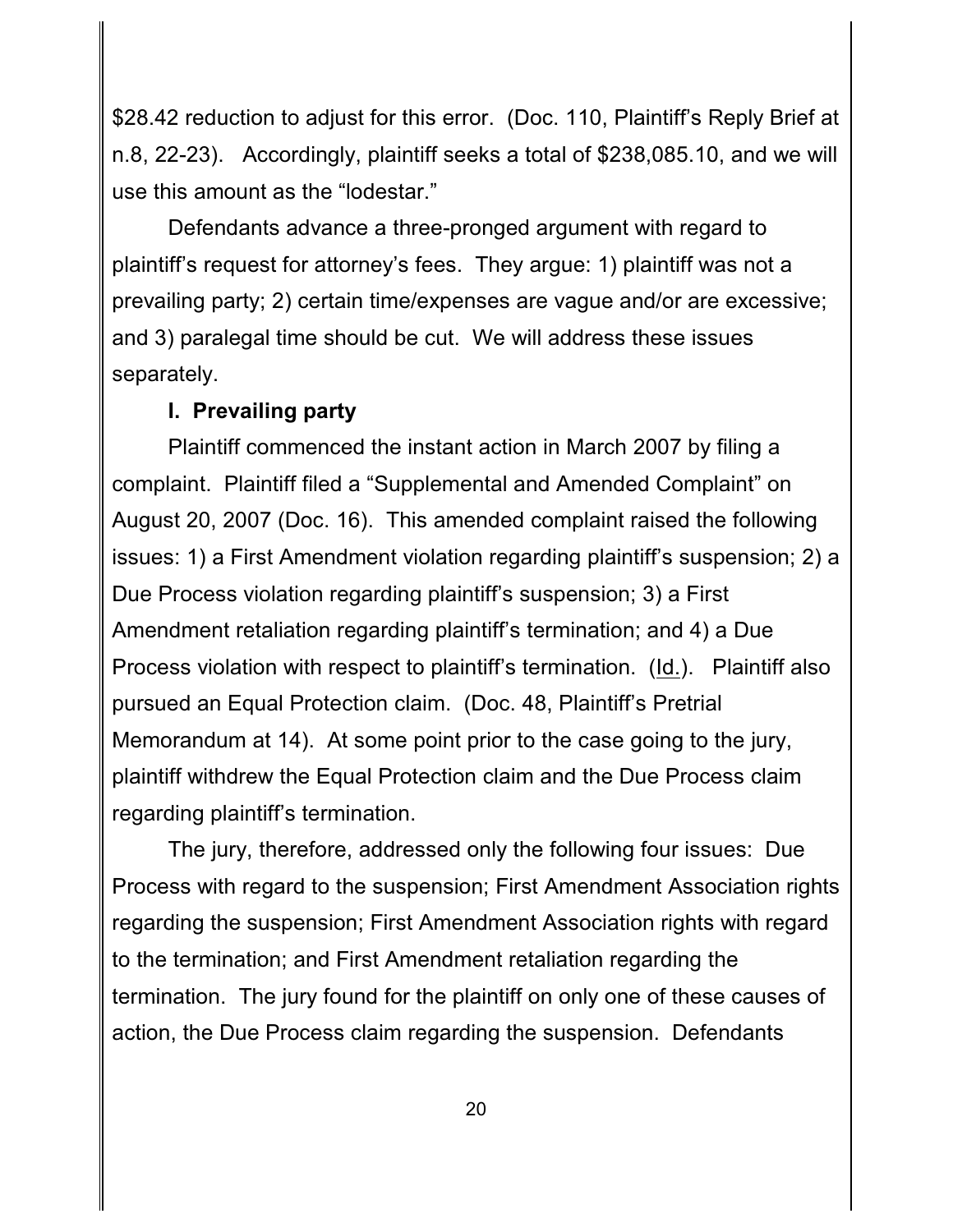$28.42 reduction to adjust for this error. (Doc. 110, Plaintiff's Reply Brief at n.8, 22-23). Accordingly, plaintiff seeks a total of $238,085.10, and we will use this amount as the "lodestar."

Defendants advance a three-pronged argument with regard to plaintiff's request for attorney's fees. They argue: 1) plaintiff was not a prevailing party; 2) certain time/expenses are vague and/or are excessive; and 3) paralegal time should be cut. We will address these issues separately.

**I. Prevailing party**

Plaintiff commenced the instant action in March 2007 by filing a complaint. Plaintiff filed a "Supplemental and Amended Complaint" on August 20, 2007 (Doc. 16). This amended complaint raised the following issues: 1) a First Amendment violation regarding plaintiff's suspension; 2) a Due Process violation regarding plaintiff's suspension; 3) a First Amendment retaliation regarding plaintiff's termination; and 4) a Due Process violation with respect to plaintiff's termination. (Id.). Plaintiff also pursued an Equal Protection claim. (Doc. 48, Plaintiff's Pretrial Memorandum at 14). At some point prior to the case going to the jury, plaintiff withdrew the Equal Protection claim and the Due Process claim regarding plaintiff's termination.

The jury, therefore, addressed only the following four issues: Due Process with regard to the suspension; First Amendment Association rights regarding the suspension; First Amendment Association rights with regard to the termination; and First Amendment retaliation regarding the termination. The jury found for the plaintiff on only one of these causes of action, the Due Process claim regarding the suspension. Defendants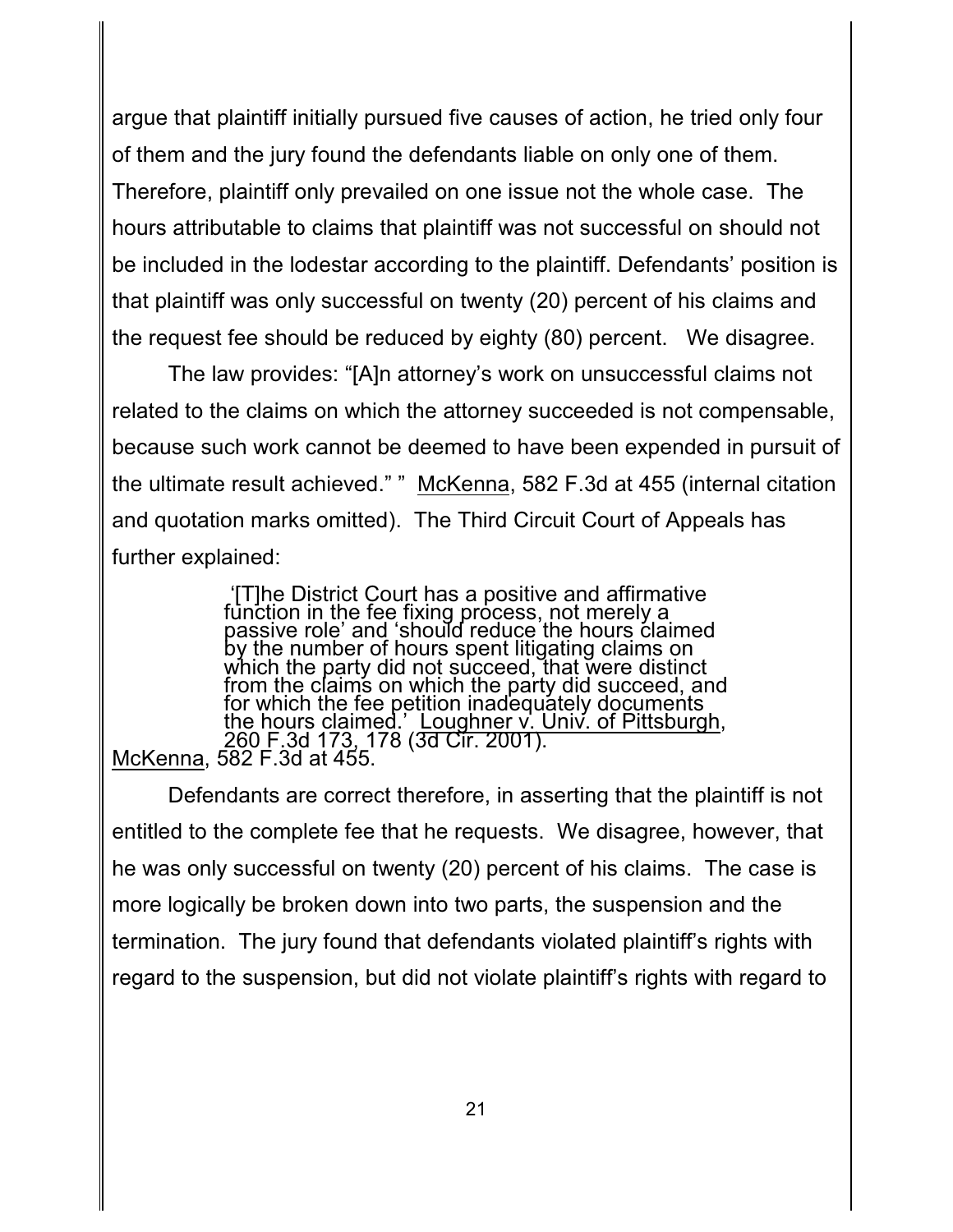argue that plaintiff initially pursued five causes of action, he tried only four of them and the jury found the defendants liable on only one of them. Therefore, plaintiff only prevailed on one issue not the whole case. The hours attributable to claims that plaintiff was not successful on should not be included in the lodestar according to the plaintiff. Defendants' position is that plaintiff was only successful on twenty (20) percent of his claims and the request fee should be reduced by eighty (80) percent. We disagree.

The law provides: "[A]n attorney's work on unsuccessful claims not related to the claims on which the attorney succeeded is not compensable, because such work cannot be deemed to have been expended in pursuit of the ultimate result achieved." " McKenna, 582 F.3d at 455 (internal citation and quotation marks omitted). The Third Circuit Court of Appeals has further explained:

> '[T]he District Court has a positive and affirmative function in the fee fixing process, not merely a passive role' and 'should reduce the hours claimed by the number of hours spent litigating claims on which the party did not succeed, that were distinct from the claims on which the party did succeed, and for which the fee petition inadequately documents the hours claimed.' Loughner v. Univ. of Pittsburgh, 260 F.3d 173, 178 (3d Cir. 2001).

McKenna, 582 F.3d at 455.

Defendants are correct therefore, in asserting that the plaintiff is not entitled to the complete fee that he requests. We disagree, however, that he was only successful on twenty (20) percent of his claims. The case is more logically be broken down into two parts, the suspension and the termination. The jury found that defendants violated plaintiff's rights with regard to the suspension, but did not violate plaintiff's rights with regard to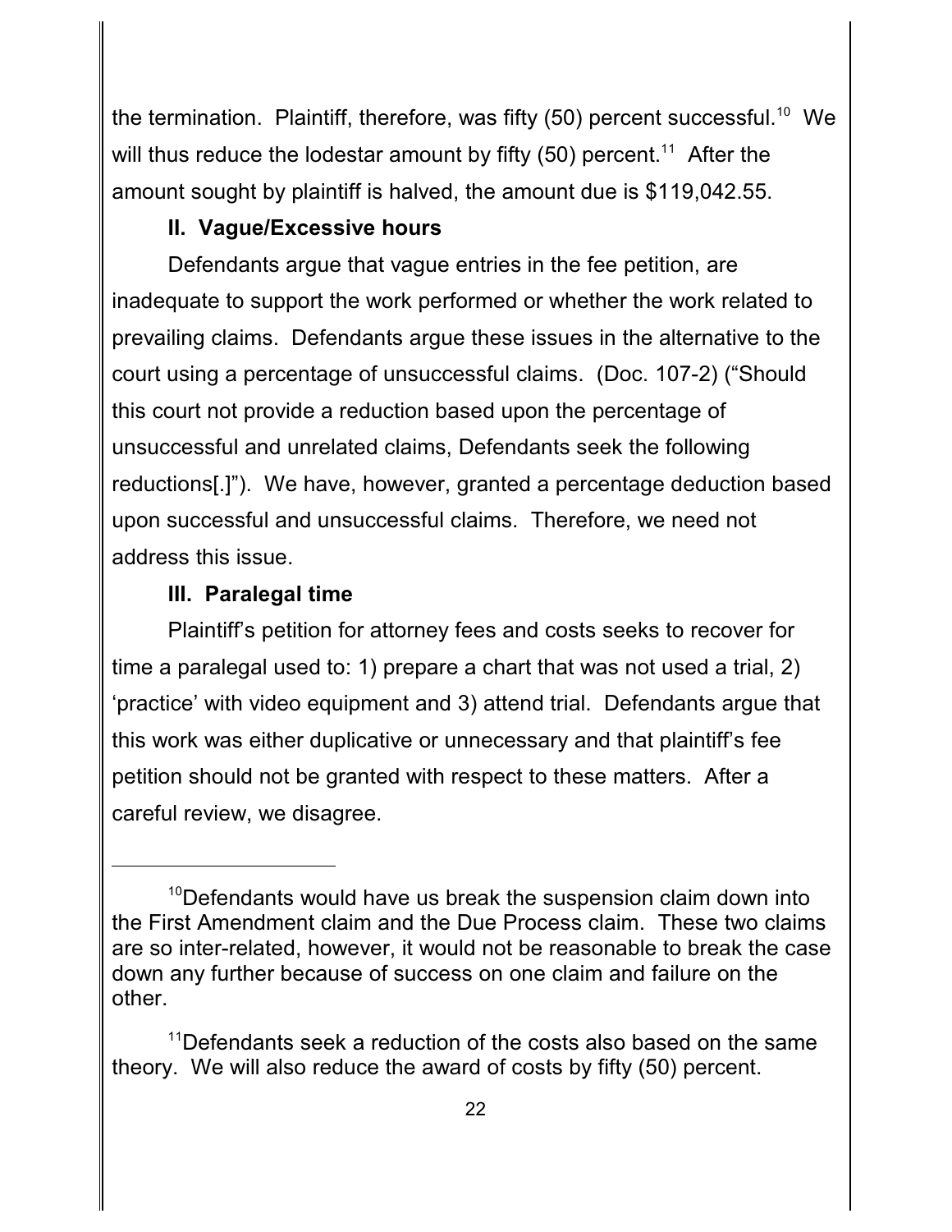the termination. Plaintiff, therefore, was fifty (50) percent successful.[10] We will thus reduce the lodestar amount by fifty (50) percent.[11] After the amount sought by plaintiff is halved, the amount due is $119,042.55.

### II. Vague/Excessive hours

Defendants argue that vague entries in the fee petition, are inadequate to support the work performed or whether the work related to prevailing claims. Defendants argue these issues in the alternative to the court using a percentage of unsuccessful claims. (Doc. 107-2) ("Should this court not provide a reduction based upon the percentage of unsuccessful and unrelated claims, Defendants seek the following reductions[.]"). We have, however, granted a percentage deduction based upon successful and unsuccessful claims. Therefore, we need not address this issue.

### III. Paralegal time

Plaintiff's petition for attorney fees and costs seeks to recover for time a paralegal used to: 1) prepare a chart that was not used a trial, 2) 'practice' with video equipment and 3) attend trial. Defendants argue that this work was either duplicative or unnecessary and that plaintiff's fee petition should not be granted with respect to these matters. After a careful review, we disagree.

---

[10] Defendants would have us break the suspension claim down into the First Amendment claim and the Due Process claim. These two claims are so inter-related, however, it would not be reasonable to break the case down any further because of success on one claim and failure on the other.

[11] Defendants seek a reduction of the costs also based on the same theory. We will also reduce the award of costs by fifty (50) percent.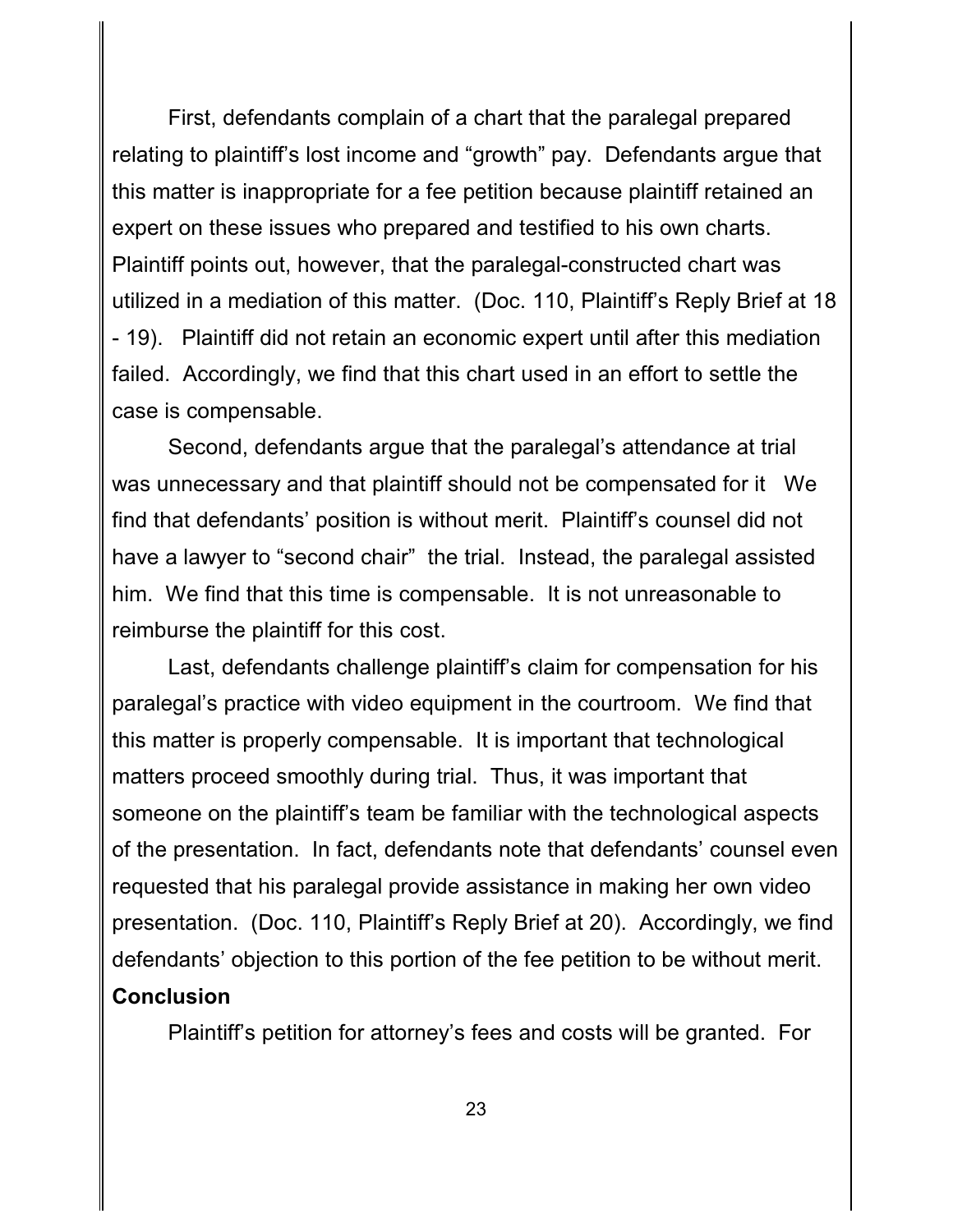First, defendants complain of a chart that the paralegal prepared relating to plaintiff's lost income and "growth" pay. Defendants argue that this matter is inappropriate for a fee petition because plaintiff retained an expert on these issues who prepared and testified to his own charts. Plaintiff points out, however, that the paralegal-constructed chart was utilized in a mediation of this matter. (Doc. 110, Plaintiff's Reply Brief at 18 - 19). Plaintiff did not retain an economic expert until after this mediation failed. Accordingly, we find that this chart used in an effort to settle the case is compensable.

Second, defendants argue that the paralegal's attendance at trial was unnecessary and that plaintiff should not be compensated for it We find that defendants' position is without merit. Plaintiff's counsel did not have a lawyer to "second chair" the trial. Instead, the paralegal assisted him. We find that this time is compensable. It is not unreasonable to reimburse the plaintiff for this cost.

Last, defendants challenge plaintiff's claim for compensation for his paralegal's practice with video equipment in the courtroom. We find that this matter is properly compensable. It is important that technological matters proceed smoothly during trial. Thus, it was important that someone on the plaintiff's team be familiar with the technological aspects of the presentation. In fact, defendants note that defendants' counsel even requested that his paralegal provide assistance in making her own video presentation. (Doc. 110, Plaintiff's Reply Brief at 20). Accordingly, we find defendants' objection to this portion of the fee petition to be without merit.

**Conclusion**

Plaintiff's petition for attorney's fees and costs will be granted. For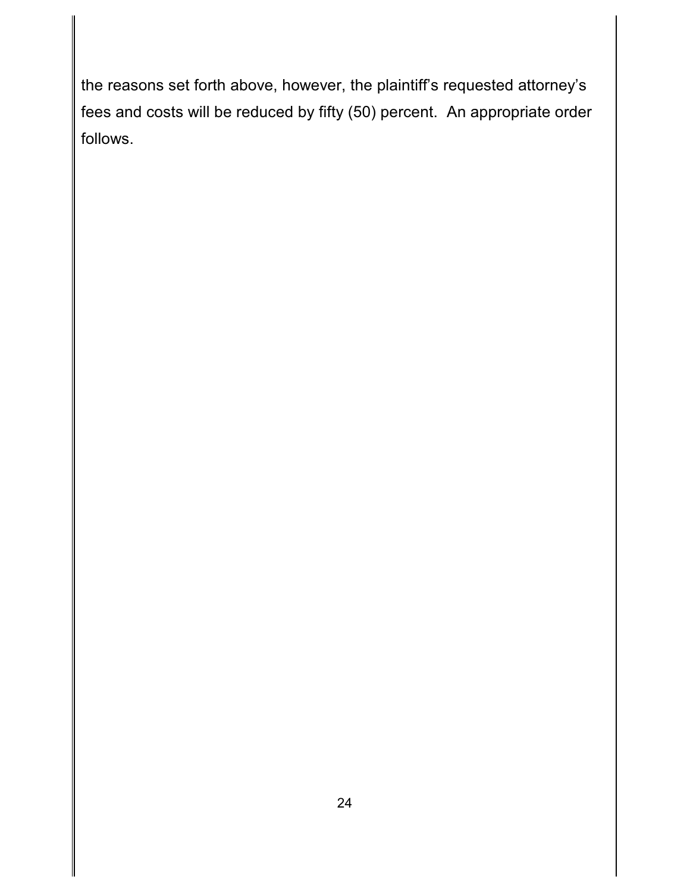the reasons set forth above, however, the plaintiff's requested attorney's fees and costs will be reduced by fifty (50) percent. An appropriate order follows.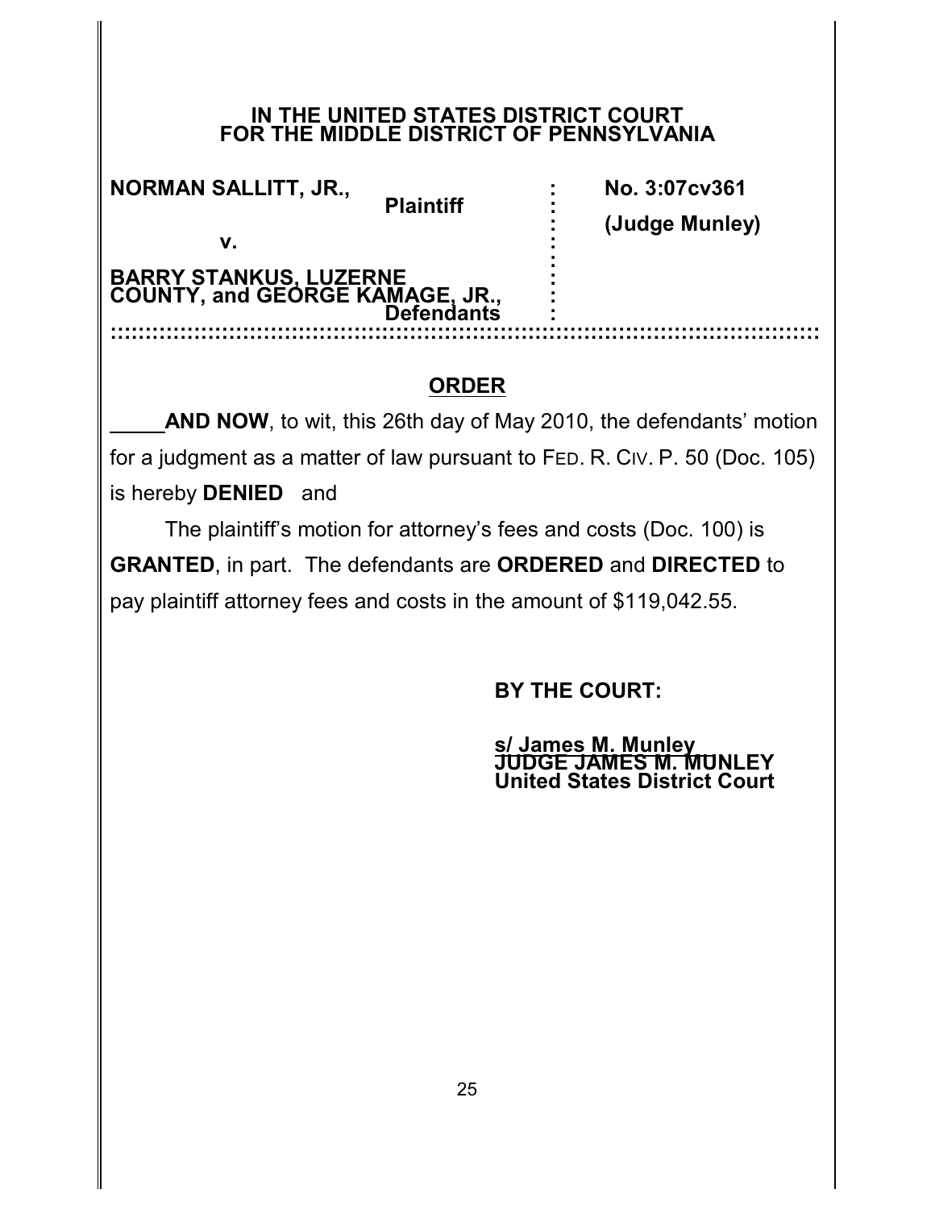**IN THE UNITED STATES DISTRICT COURT**
**FOR THE MIDDLE DISTRICT OF PENNSYLVANIA**

| | | |
|---|---|---|
| **NORMAN SALLITT, JR.,** **Plaintiff** | : | **No. 3:07cv361** |
| | : | **(Judge Munley)** |
| **v.** | : | |
| | : | |
| **BARRY STANKUS, LUZERNE COUNTY, and GEORGE KAMAGE, JR.,** **Defendants** | : | |

::::::::::::::::::::::::::::::::::::::::::::::::::::::::::::::::::::::::::::::::::::::::::::::::::::

## ORDER

**AND NOW**, to wit, this 26th day of May 2010, the defendants' motion for a judgment as a matter of law pursuant to FED. R. CIV. P. 50 (Doc. 105) is hereby **DENIED** and

The plaintiff's motion for attorney's fees and costs (Doc. 100) is **GRANTED**, in part. The defendants are **ORDERED** and **DIRECTED** to pay plaintiff attorney fees and costs in the amount of $119,042.55.

**BY THE COURT:**

**s/ James M. Munley**
**JUDGE JAMES M. MUNLEY**
**United States District Court**